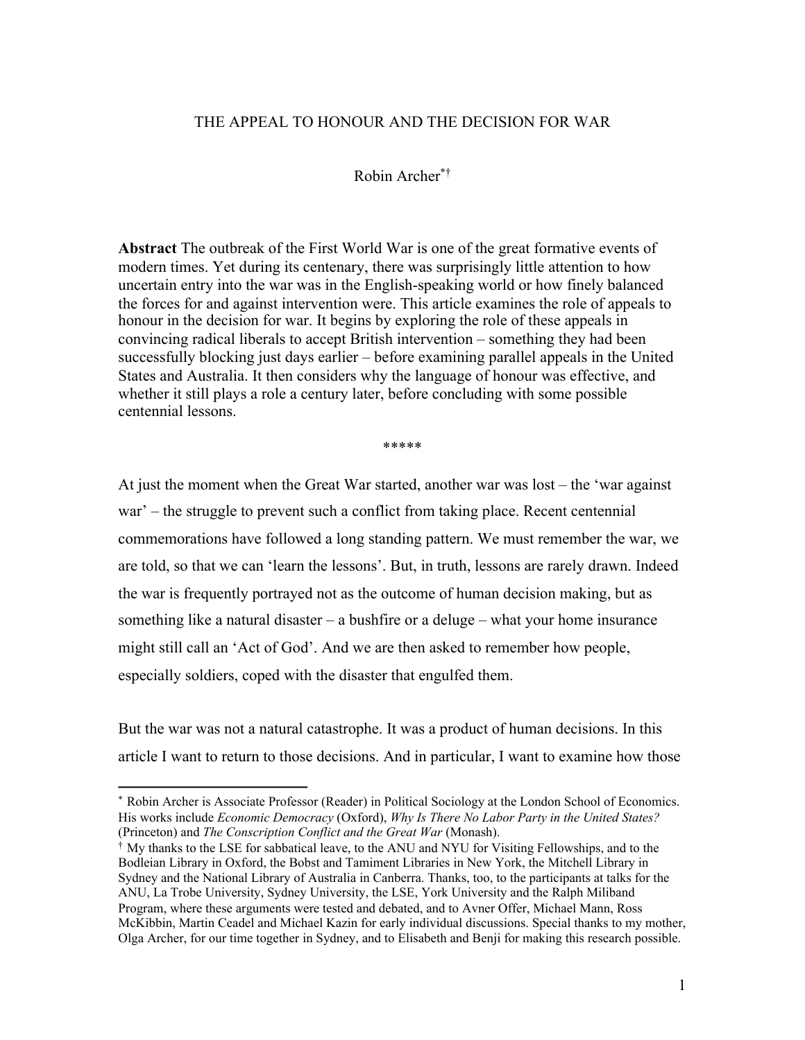# THE APPEAL TO HONOUR AND THE DECISION FOR WAR

Robin Archer[*†]

**Abstract** The outbreak of the First World War is one of the great formative events of modern times. Yet during its centenary, there was surprisingly little attention to how uncertain entry into the war was in the English-speaking world or how finely balanced the forces for and against intervention were. This article examines the role of appeals to honour in the decision for war. It begins by exploring the role of these appeals in convincing radical liberals to accept British intervention – something they had been successfully blocking just days earlier – before examining parallel appeals in the United States and Australia. It then considers why the language of honour was effective, and whether it still plays a role a century later, before concluding with some possible centennial lessons.

*****

At just the moment when the Great War started, another war was lost – the 'war against war' – the struggle to prevent such a conflict from taking place. Recent centennial commemorations have followed a long standing pattern. We must remember the war, we are told, so that we can 'learn the lessons'. But, in truth, lessons are rarely drawn. Indeed the war is frequently portrayed not as the outcome of human decision making, but as something like a natural disaster – a bushfire or a deluge – what your home insurance might still call an 'Act of God'. And we are then asked to remember how people, especially soldiers, coped with the disaster that engulfed them.

But the war was not a natural catastrophe. It was a product of human decisions. In this article I want to return to those decisions. And in particular, I want to examine how those

---

[*] Robin Archer is Associate Professor (Reader) in Political Sociology at the London School of Economics. His works include *Economic Democracy* (Oxford), *Why Is There No Labor Party in the United States?* (Princeton) and *The Conscription Conflict and the Great War* (Monash).

[†] My thanks to the LSE for sabbatical leave, to the ANU and NYU for Visiting Fellowships, and to the Bodleian Library in Oxford, the Bobst and Tamiment Libraries in New York, the Mitchell Library in Sydney and the National Library of Australia in Canberra. Thanks, too, to the participants at talks for the ANU, La Trobe University, Sydney University, the LSE, York University and the Ralph Miliband Program, where these arguments were tested and debated, and to Avner Offer, Michael Mann, Ross McKibbin, Martin Ceadel and Michael Kazin for early individual discussions. Special thanks to my mother, Olga Archer, for our time together in Sydney, and to Elisabeth and Benji for making this research possible.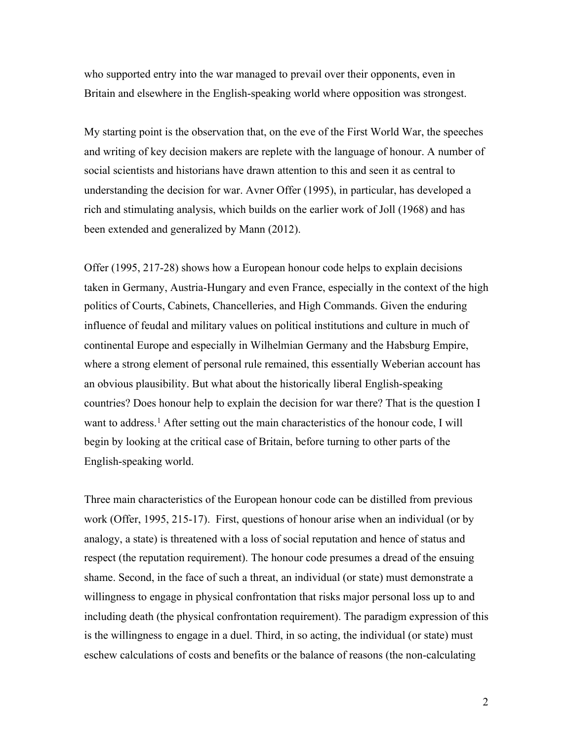who supported entry into the war managed to prevail over their opponents, even in Britain and elsewhere in the English-speaking world where opposition was strongest.

My starting point is the observation that, on the eve of the First World War, the speeches and writing of key decision makers are replete with the language of honour. A number of social scientists and historians have drawn attention to this and seen it as central to understanding the decision for war. Avner Offer (1995), in particular, has developed a rich and stimulating analysis, which builds on the earlier work of Joll (1968) and has been extended and generalized by Mann (2012).

Offer (1995, 217-28) shows how a European honour code helps to explain decisions taken in Germany, Austria-Hungary and even France, especially in the context of the high politics of Courts, Cabinets, Chancelleries, and High Commands. Given the enduring influence of feudal and military values on political institutions and culture in much of continental Europe and especially in Wilhelmian Germany and the Habsburg Empire, where a strong element of personal rule remained, this essentially Weberian account has an obvious plausibility. But what about the historically liberal English-speaking countries? Does honour help to explain the decision for war there? That is the question I want to address.[1] After setting out the main characteristics of the honour code, I will begin by looking at the critical case of Britain, before turning to other parts of the English-speaking world.

Three main characteristics of the European honour code can be distilled from previous work (Offer, 1995, 215-17). First, questions of honour arise when an individual (or by analogy, a state) is threatened with a loss of social reputation and hence of status and respect (the reputation requirement). The honour code presumes a dread of the ensuing shame. Second, in the face of such a threat, an individual (or state) must demonstrate a willingness to engage in physical confrontation that risks major personal loss up to and including death (the physical confrontation requirement). The paradigm expression of this is the willingness to engage in a duel. Third, in so acting, the individual (or state) must eschew calculations of costs and benefits or the balance of reasons (the non-calculating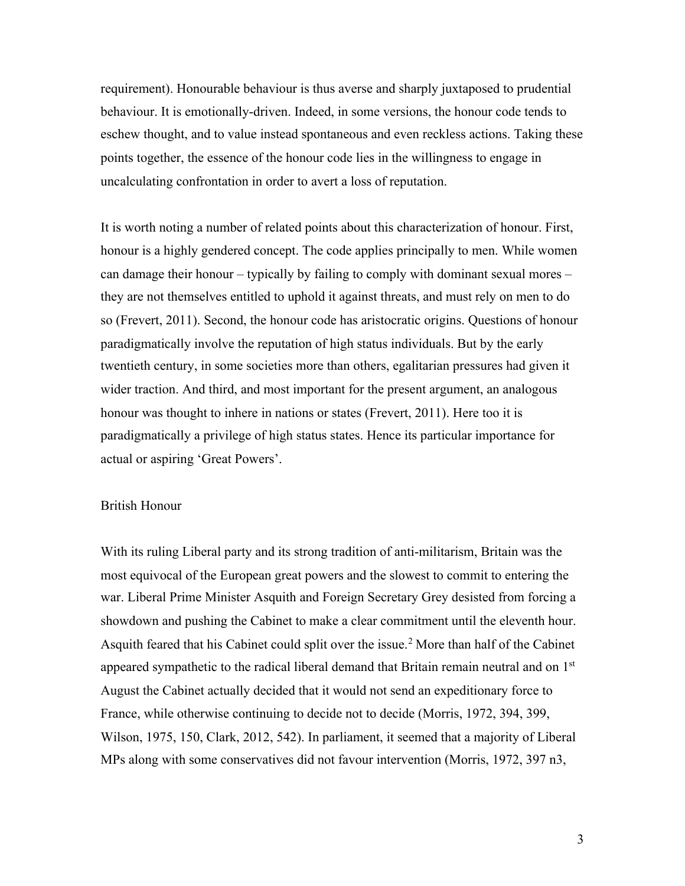requirement). Honourable behaviour is thus averse and sharply juxtaposed to prudential behaviour. It is emotionally-driven. Indeed, in some versions, the honour code tends to eschew thought, and to value instead spontaneous and even reckless actions. Taking these points together, the essence of the honour code lies in the willingness to engage in uncalculating confrontation in order to avert a loss of reputation.

It is worth noting a number of related points about this characterization of honour. First, honour is a highly gendered concept. The code applies principally to men. While women can damage their honour – typically by failing to comply with dominant sexual mores – they are not themselves entitled to uphold it against threats, and must rely on men to do so (Frevert, 2011). Second, the honour code has aristocratic origins. Questions of honour paradigmatically involve the reputation of high status individuals. But by the early twentieth century, in some societies more than others, egalitarian pressures had given it wider traction. And third, and most important for the present argument, an analogous honour was thought to inhere in nations or states (Frevert, 2011). Here too it is paradigmatically a privilege of high status states. Hence its particular importance for actual or aspiring 'Great Powers'.

## British Honour

With its ruling Liberal party and its strong tradition of anti-militarism, Britain was the most equivocal of the European great powers and the slowest to commit to entering the war. Liberal Prime Minister Asquith and Foreign Secretary Grey desisted from forcing a showdown and pushing the Cabinet to make a clear commitment until the eleventh hour. Asquith feared that his Cabinet could split over the issue.[2] More than half of the Cabinet appeared sympathetic to the radical liberal demand that Britain remain neutral and on 1st August the Cabinet actually decided that it would not send an expeditionary force to France, while otherwise continuing to decide not to decide (Morris, 1972, 394, 399, Wilson, 1975, 150, Clark, 2012, 542). In parliament, it seemed that a majority of Liberal MPs along with some conservatives did not favour intervention (Morris, 1972, 397 n3,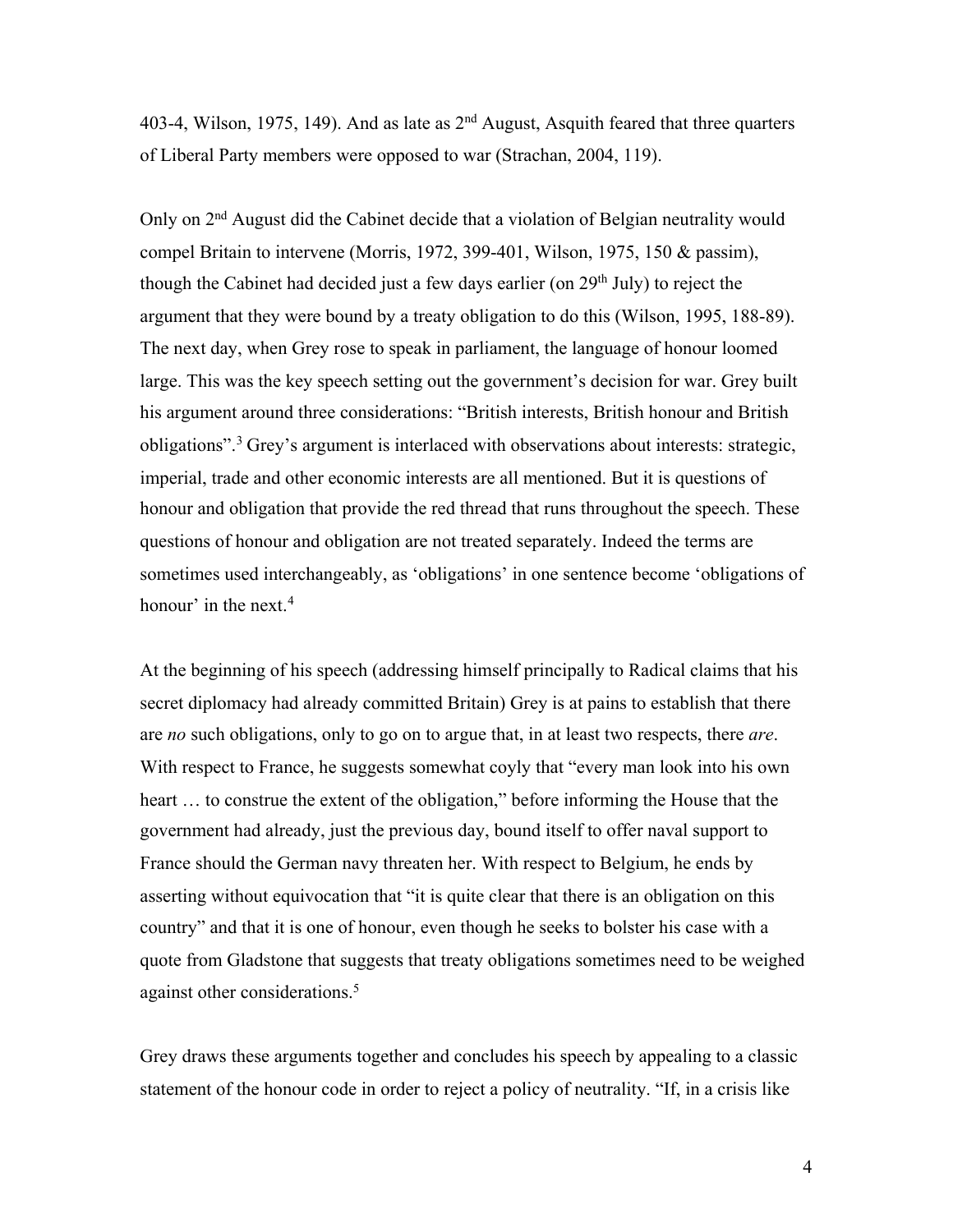403-4, Wilson, 1975, 149). And as late as 2nd August, Asquith feared that three quarters of Liberal Party members were opposed to war (Strachan, 2004, 119).

Only on 2nd August did the Cabinet decide that a violation of Belgian neutrality would compel Britain to intervene (Morris, 1972, 399-401, Wilson, 1975, 150 & passim), though the Cabinet had decided just a few days earlier (on 29th July) to reject the argument that they were bound by a treaty obligation to do this (Wilson, 1995, 188-89). The next day, when Grey rose to speak in parliament, the language of honour loomed large. This was the key speech setting out the government's decision for war. Grey built his argument around three considerations: "British interests, British honour and British obligations".[3] Grey's argument is interlaced with observations about interests: strategic, imperial, trade and other economic interests are all mentioned. But it is questions of honour and obligation that provide the red thread that runs throughout the speech. These questions of honour and obligation are not treated separately. Indeed the terms are sometimes used interchangeably, as 'obligations' in one sentence become 'obligations of honour' in the next.[4]

At the beginning of his speech (addressing himself principally to Radical claims that his secret diplomacy had already committed Britain) Grey is at pains to establish that there are *no* such obligations, only to go on to argue that, in at least two respects, there *are*. With respect to France, he suggests somewhat coyly that "every man look into his own heart … to construe the extent of the obligation," before informing the House that the government had already, just the previous day, bound itself to offer naval support to France should the German navy threaten her. With respect to Belgium, he ends by asserting without equivocation that "it is quite clear that there is an obligation on this country" and that it is one of honour, even though he seeks to bolster his case with a quote from Gladstone that suggests that treaty obligations sometimes need to be weighed against other considerations.[5]

Grey draws these arguments together and concludes his speech by appealing to a classic statement of the honour code in order to reject a policy of neutrality. "If, in a crisis like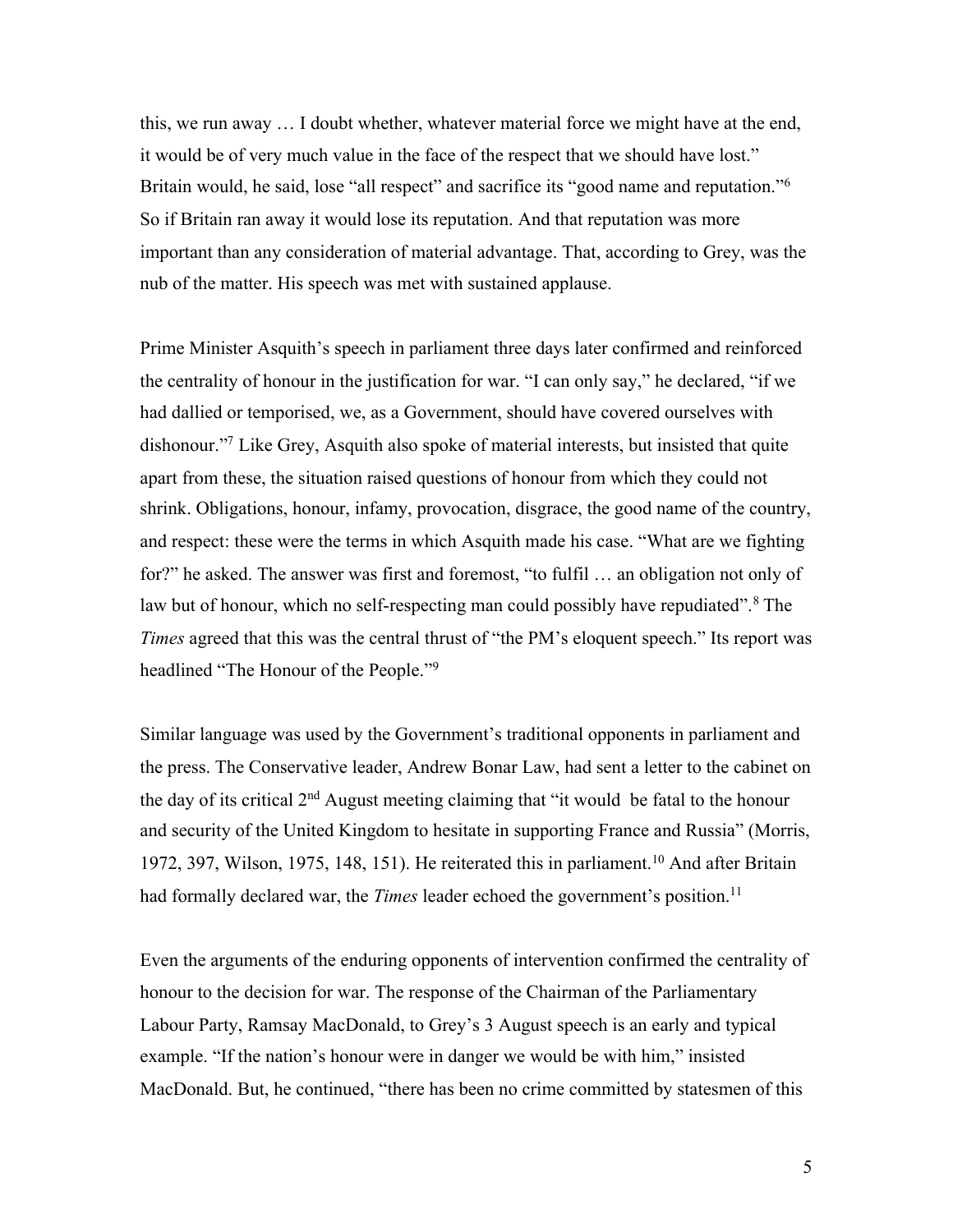this, we run away … I doubt whether, whatever material force we might have at the end, it would be of very much value in the face of the respect that we should have lost." Britain would, he said, lose "all respect" and sacrifice its "good name and reputation."[6] So if Britain ran away it would lose its reputation. And that reputation was more important than any consideration of material advantage. That, according to Grey, was the nub of the matter. His speech was met with sustained applause.

Prime Minister Asquith's speech in parliament three days later confirmed and reinforced the centrality of honour in the justification for war. "I can only say," he declared, "if we had dallied or temporised, we, as a Government, should have covered ourselves with dishonour."[7] Like Grey, Asquith also spoke of material interests, but insisted that quite apart from these, the situation raised questions of honour from which they could not shrink. Obligations, honour, infamy, provocation, disgrace, the good name of the country, and respect: these were the terms in which Asquith made his case. "What are we fighting for?" he asked. The answer was first and foremost, "to fulfil … an obligation not only of law but of honour, which no self-respecting man could possibly have repudiated".[8] The *Times* agreed that this was the central thrust of "the PM's eloquent speech." Its report was headlined "The Honour of the People."[9]

Similar language was used by the Government's traditional opponents in parliament and the press. The Conservative leader, Andrew Bonar Law, had sent a letter to the cabinet on the day of its critical 2nd August meeting claiming that "it would be fatal to the honour and security of the United Kingdom to hesitate in supporting France and Russia" (Morris, 1972, 397, Wilson, 1975, 148, 151). He reiterated this in parliament.[10] And after Britain had formally declared war, the *Times* leader echoed the government's position.[11]

Even the arguments of the enduring opponents of intervention confirmed the centrality of honour to the decision for war. The response of the Chairman of the Parliamentary Labour Party, Ramsay MacDonald, to Grey's 3 August speech is an early and typical example. "If the nation's honour were in danger we would be with him," insisted MacDonald. But, he continued, "there has been no crime committed by statesmen of this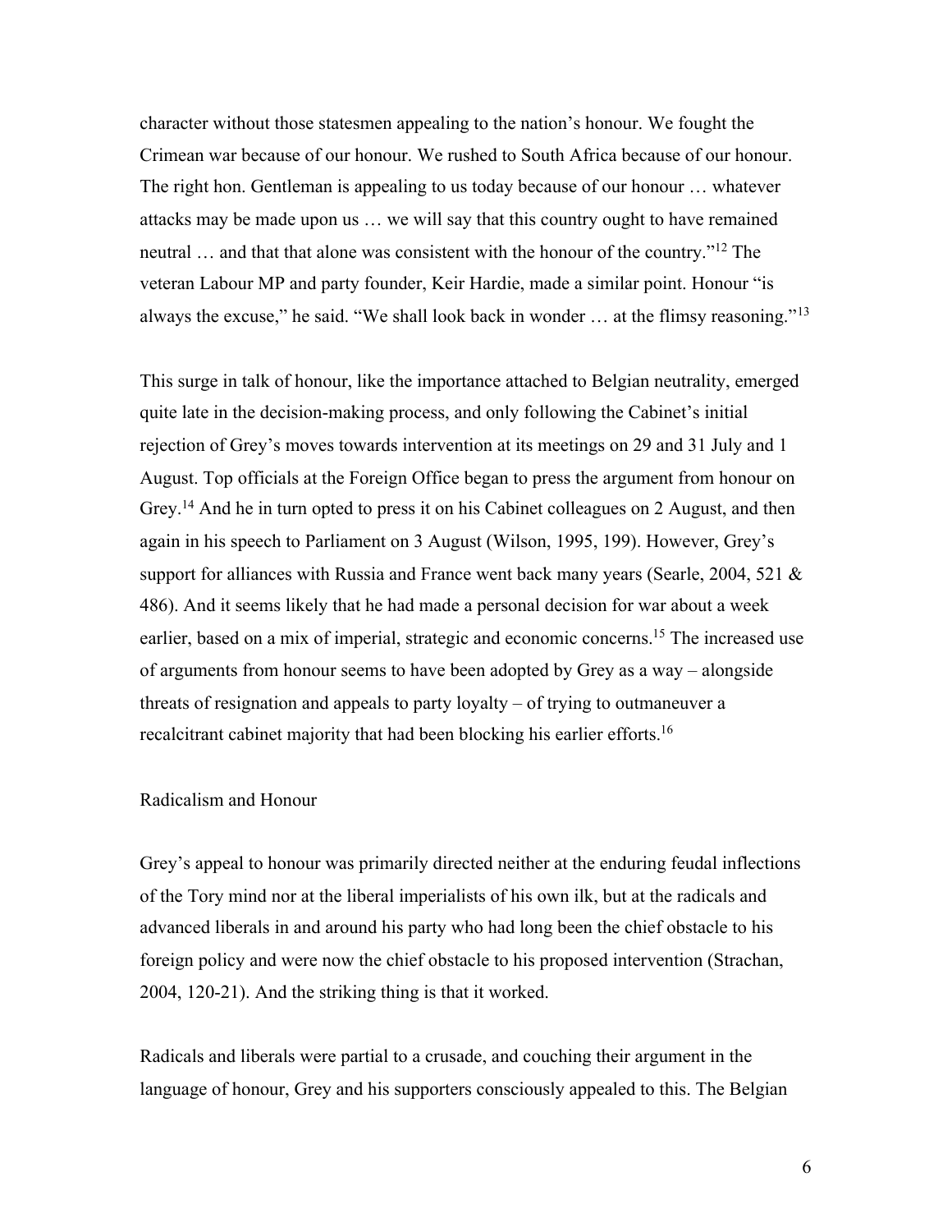character without those statesmen appealing to the nation's honour. We fought the Crimean war because of our honour. We rushed to South Africa because of our honour. The right hon. Gentleman is appealing to us today because of our honour … whatever attacks may be made upon us … we will say that this country ought to have remained neutral … and that that alone was consistent with the honour of the country."[12] The veteran Labour MP and party founder, Keir Hardie, made a similar point. Honour "is always the excuse," he said. "We shall look back in wonder … at the flimsy reasoning."[13]

This surge in talk of honour, like the importance attached to Belgian neutrality, emerged quite late in the decision-making process, and only following the Cabinet's initial rejection of Grey's moves towards intervention at its meetings on 29 and 31 July and 1 August. Top officials at the Foreign Office began to press the argument from honour on Grey.[14] And he in turn opted to press it on his Cabinet colleagues on 2 August, and then again in his speech to Parliament on 3 August (Wilson, 1995, 199). However, Grey's support for alliances with Russia and France went back many years (Searle, 2004, 521 & 486). And it seems likely that he had made a personal decision for war about a week earlier, based on a mix of imperial, strategic and economic concerns.[15] The increased use of arguments from honour seems to have been adopted by Grey as a way – alongside threats of resignation and appeals to party loyalty – of trying to outmaneuver a recalcitrant cabinet majority that had been blocking his earlier efforts.[16]

## Radicalism and Honour

Grey's appeal to honour was primarily directed neither at the enduring feudal inflections of the Tory mind nor at the liberal imperialists of his own ilk, but at the radicals and advanced liberals in and around his party who had long been the chief obstacle to his foreign policy and were now the chief obstacle to his proposed intervention (Strachan, 2004, 120-21). And the striking thing is that it worked.

Radicals and liberals were partial to a crusade, and couching their argument in the language of honour, Grey and his supporters consciously appealed to this. The Belgian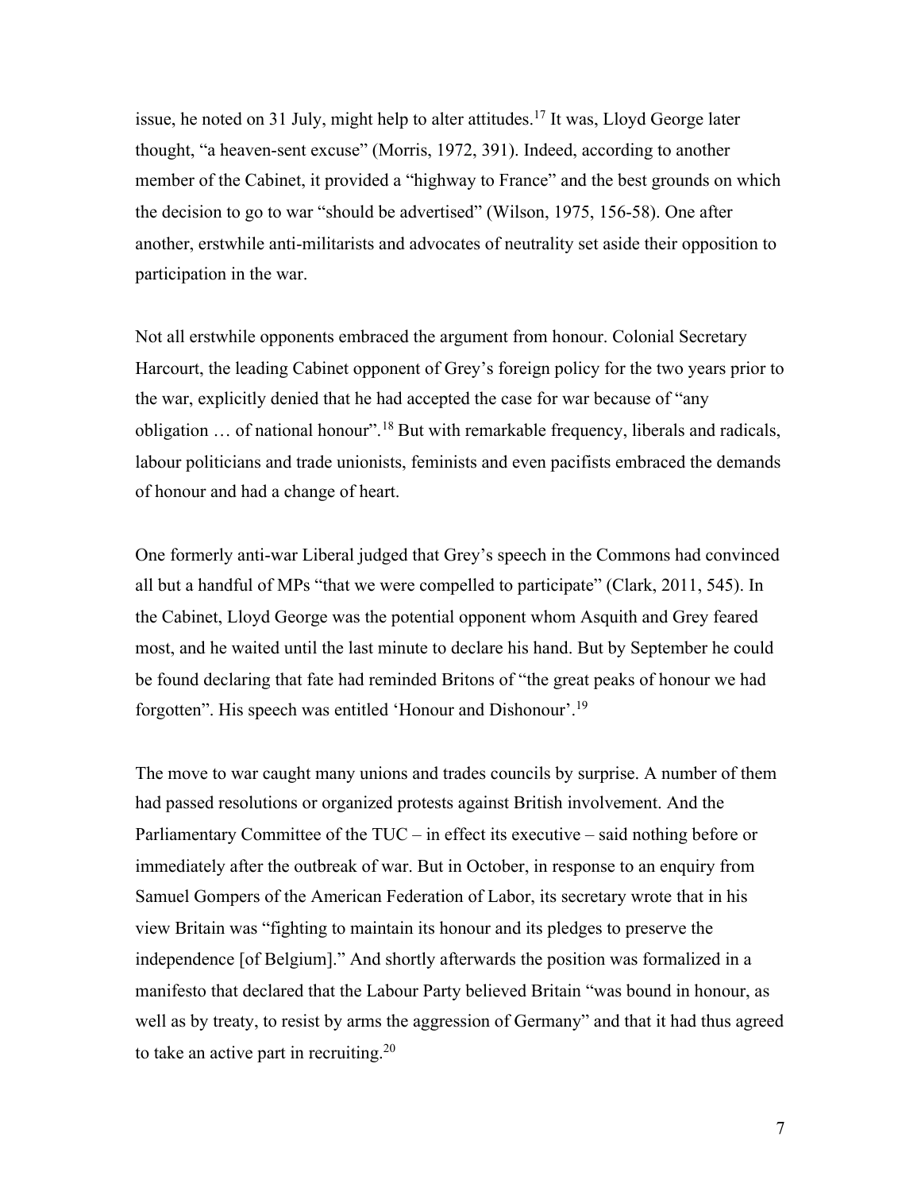issue, he noted on 31 July, might help to alter attitudes.[17] It was, Lloyd George later thought, "a heaven-sent excuse" (Morris, 1972, 391). Indeed, according to another member of the Cabinet, it provided a "highway to France" and the best grounds on which the decision to go to war "should be advertised" (Wilson, 1975, 156-58). One after another, erstwhile anti-militarists and advocates of neutrality set aside their opposition to participation in the war.

Not all erstwhile opponents embraced the argument from honour. Colonial Secretary Harcourt, the leading Cabinet opponent of Grey's foreign policy for the two years prior to the war, explicitly denied that he had accepted the case for war because of "any obligation … of national honour".[18] But with remarkable frequency, liberals and radicals, labour politicians and trade unionists, feminists and even pacifists embraced the demands of honour and had a change of heart.

One formerly anti-war Liberal judged that Grey's speech in the Commons had convinced all but a handful of MPs "that we were compelled to participate" (Clark, 2011, 545). In the Cabinet, Lloyd George was the potential opponent whom Asquith and Grey feared most, and he waited until the last minute to declare his hand. But by September he could be found declaring that fate had reminded Britons of "the great peaks of honour we had forgotten". His speech was entitled 'Honour and Dishonour'.[19]

The move to war caught many unions and trades councils by surprise. A number of them had passed resolutions or organized protests against British involvement. And the Parliamentary Committee of the TUC – in effect its executive – said nothing before or immediately after the outbreak of war. But in October, in response to an enquiry from Samuel Gompers of the American Federation of Labor, its secretary wrote that in his view Britain was "fighting to maintain its honour and its pledges to preserve the independence [of Belgium]." And shortly afterwards the position was formalized in a manifesto that declared that the Labour Party believed Britain "was bound in honour, as well as by treaty, to resist by arms the aggression of Germany" and that it had thus agreed to take an active part in recruiting.[20]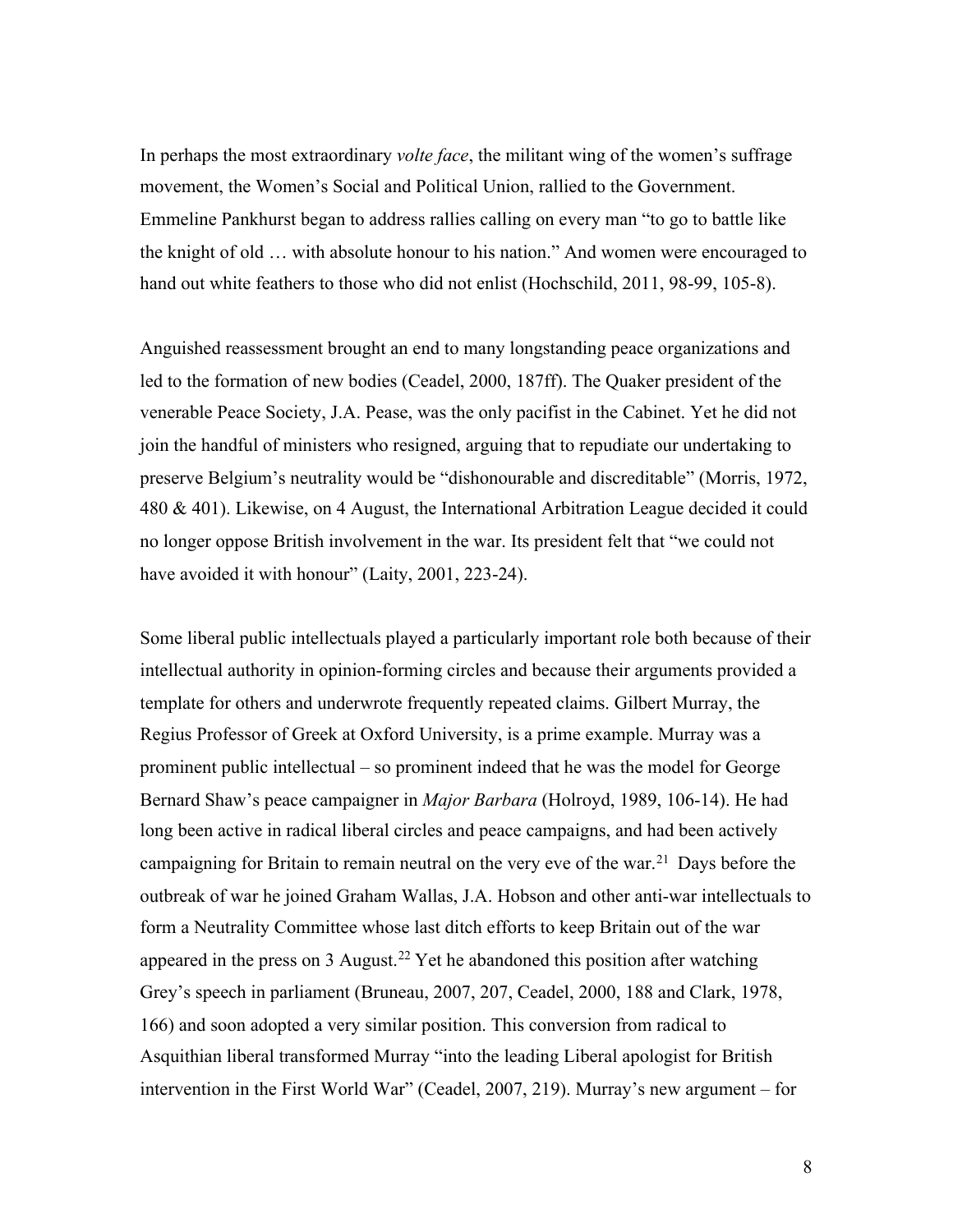In perhaps the most extraordinary *volte face*, the militant wing of the women's suffrage movement, the Women's Social and Political Union, rallied to the Government. Emmeline Pankhurst began to address rallies calling on every man "to go to battle like the knight of old … with absolute honour to his nation." And women were encouraged to hand out white feathers to those who did not enlist (Hochschild, 2011, 98-99, 105-8).

Anguished reassessment brought an end to many longstanding peace organizations and led to the formation of new bodies (Ceadel, 2000, 187ff). The Quaker president of the venerable Peace Society, J.A. Pease, was the only pacifist in the Cabinet. Yet he did not join the handful of ministers who resigned, arguing that to repudiate our undertaking to preserve Belgium's neutrality would be "dishonourable and discreditable" (Morris, 1972, 480 & 401). Likewise, on 4 August, the International Arbitration League decided it could no longer oppose British involvement in the war. Its president felt that "we could not have avoided it with honour" (Laity, 2001, 223-24).

Some liberal public intellectuals played a particularly important role both because of their intellectual authority in opinion-forming circles and because their arguments provided a template for others and underwrote frequently repeated claims. Gilbert Murray, the Regius Professor of Greek at Oxford University, is a prime example. Murray was a prominent public intellectual – so prominent indeed that he was the model for George Bernard Shaw's peace campaigner in *Major Barbara* (Holroyd, 1989, 106-14). He had long been active in radical liberal circles and peace campaigns, and had been actively campaigning for Britain to remain neutral on the very eve of the war.[21] Days before the outbreak of war he joined Graham Wallas, J.A. Hobson and other anti-war intellectuals to form a Neutrality Committee whose last ditch efforts to keep Britain out of the war appeared in the press on 3 August.[22] Yet he abandoned this position after watching Grey's speech in parliament (Bruneau, 2007, 207, Ceadel, 2000, 188 and Clark, 1978, 166) and soon adopted a very similar position. This conversion from radical to Asquithian liberal transformed Murray "into the leading Liberal apologist for British intervention in the First World War" (Ceadel, 2007, 219). Murray's new argument – for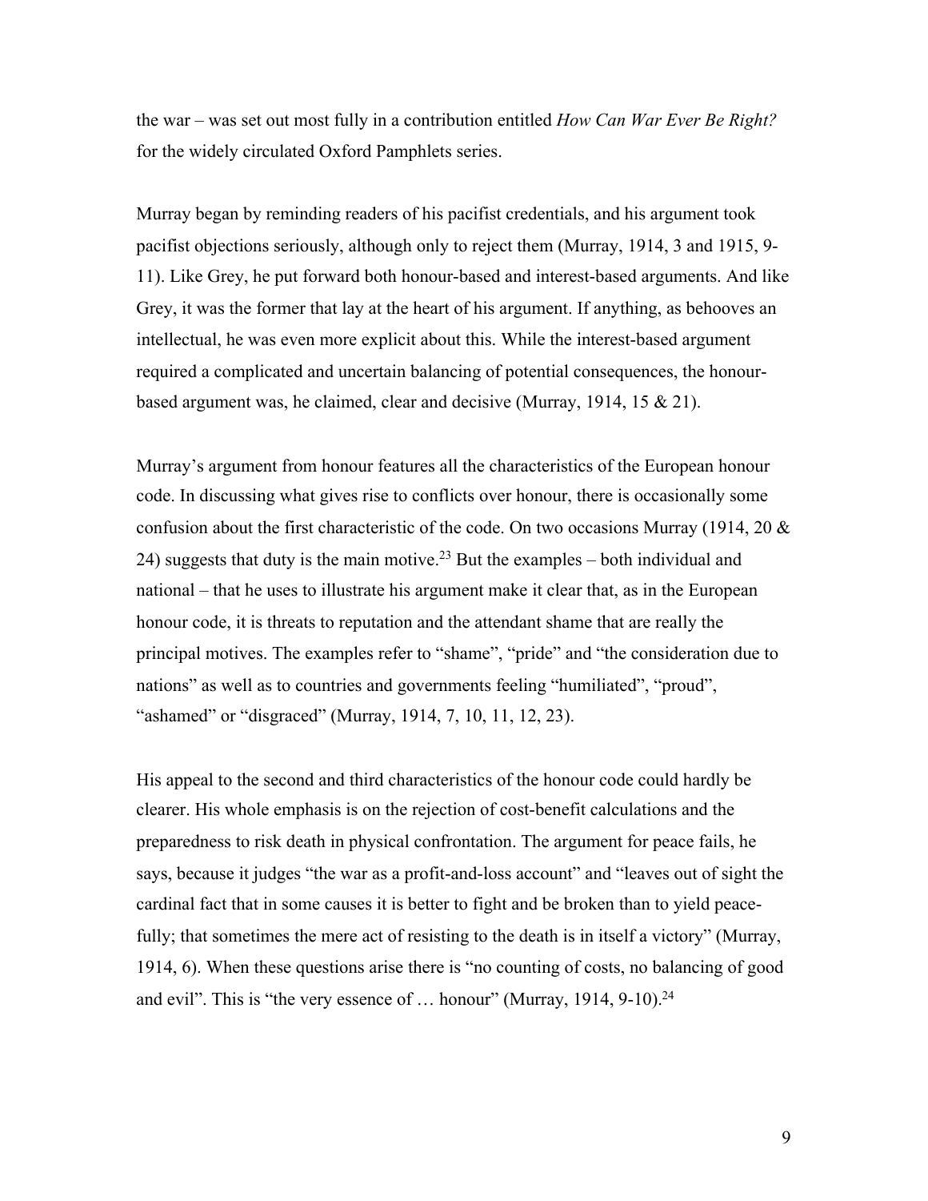the war – was set out most fully in a contribution entitled *How Can War Ever Be Right?* for the widely circulated Oxford Pamphlets series.

Murray began by reminding readers of his pacifist credentials, and his argument took pacifist objections seriously, although only to reject them (Murray, 1914, 3 and 1915, 9-11). Like Grey, he put forward both honour-based and interest-based arguments. And like Grey, it was the former that lay at the heart of his argument. If anything, as behooves an intellectual, he was even more explicit about this. While the interest-based argument required a complicated and uncertain balancing of potential consequences, the honour-based argument was, he claimed, clear and decisive (Murray, 1914, 15 & 21).

Murray's argument from honour features all the characteristics of the European honour code. In discussing what gives rise to conflicts over honour, there is occasionally some confusion about the first characteristic of the code. On two occasions Murray (1914, 20 & 24) suggests that duty is the main motive.[23] But the examples – both individual and national – that he uses to illustrate his argument make it clear that, as in the European honour code, it is threats to reputation and the attendant shame that are really the principal motives. The examples refer to "shame", "pride" and "the consideration due to nations" as well as to countries and governments feeling "humiliated", "proud", "ashamed" or "disgraced" (Murray, 1914, 7, 10, 11, 12, 23).

His appeal to the second and third characteristics of the honour code could hardly be clearer. His whole emphasis is on the rejection of cost-benefit calculations and the preparedness to risk death in physical confrontation. The argument for peace fails, he says, because it judges "the war as a profit-and-loss account" and "leaves out of sight the cardinal fact that in some causes it is better to fight and be broken than to yield peacefully; that sometimes the mere act of resisting to the death is in itself a victory" (Murray, 1914, 6). When these questions arise there is "no counting of costs, no balancing of good and evil". This is "the very essence of … honour" (Murray, 1914, 9-10).[24]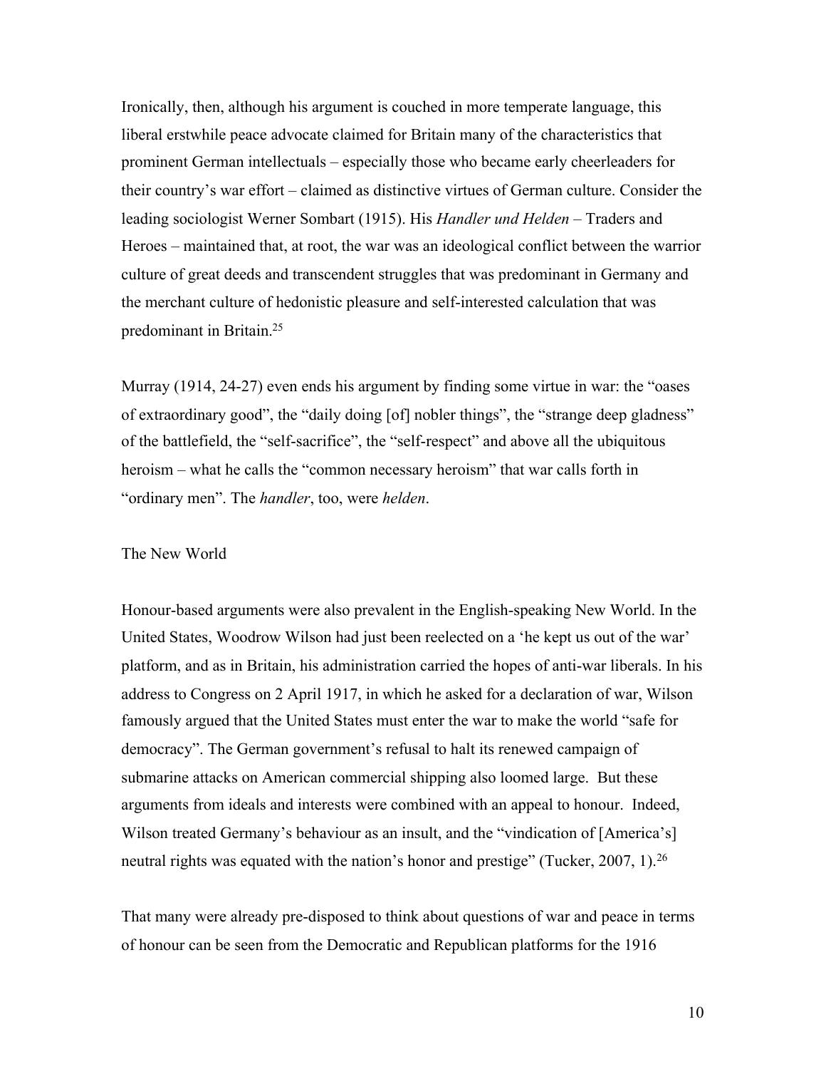Ironically, then, although his argument is couched in more temperate language, this liberal erstwhile peace advocate claimed for Britain many of the characteristics that prominent German intellectuals – especially those who became early cheerleaders for their country's war effort – claimed as distinctive virtues of German culture. Consider the leading sociologist Werner Sombart (1915). His *Handler und Helden* – Traders and Heroes – maintained that, at root, the war was an ideological conflict between the warrior culture of great deeds and transcendent struggles that was predominant in Germany and the merchant culture of hedonistic pleasure and self-interested calculation that was predominant in Britain.[25]

Murray (1914, 24-27) even ends his argument by finding some virtue in war: the "oases of extraordinary good", the "daily doing [of] nobler things", the "strange deep gladness" of the battlefield, the "self-sacrifice", the "self-respect" and above all the ubiquitous heroism – what he calls the "common necessary heroism" that war calls forth in "ordinary men". The *handler*, too, were *helden*.

## The New World

Honour-based arguments were also prevalent in the English-speaking New World. In the United States, Woodrow Wilson had just been reelected on a 'he kept us out of the war' platform, and as in Britain, his administration carried the hopes of anti-war liberals. In his address to Congress on 2 April 1917, in which he asked for a declaration of war, Wilson famously argued that the United States must enter the war to make the world "safe for democracy". The German government's refusal to halt its renewed campaign of submarine attacks on American commercial shipping also loomed large. But these arguments from ideals and interests were combined with an appeal to honour. Indeed, Wilson treated Germany's behaviour as an insult, and the "vindication of [America's] neutral rights was equated with the nation's honor and prestige" (Tucker, 2007, 1).[26]

That many were already pre-disposed to think about questions of war and peace in terms of honour can be seen from the Democratic and Republican platforms for the 1916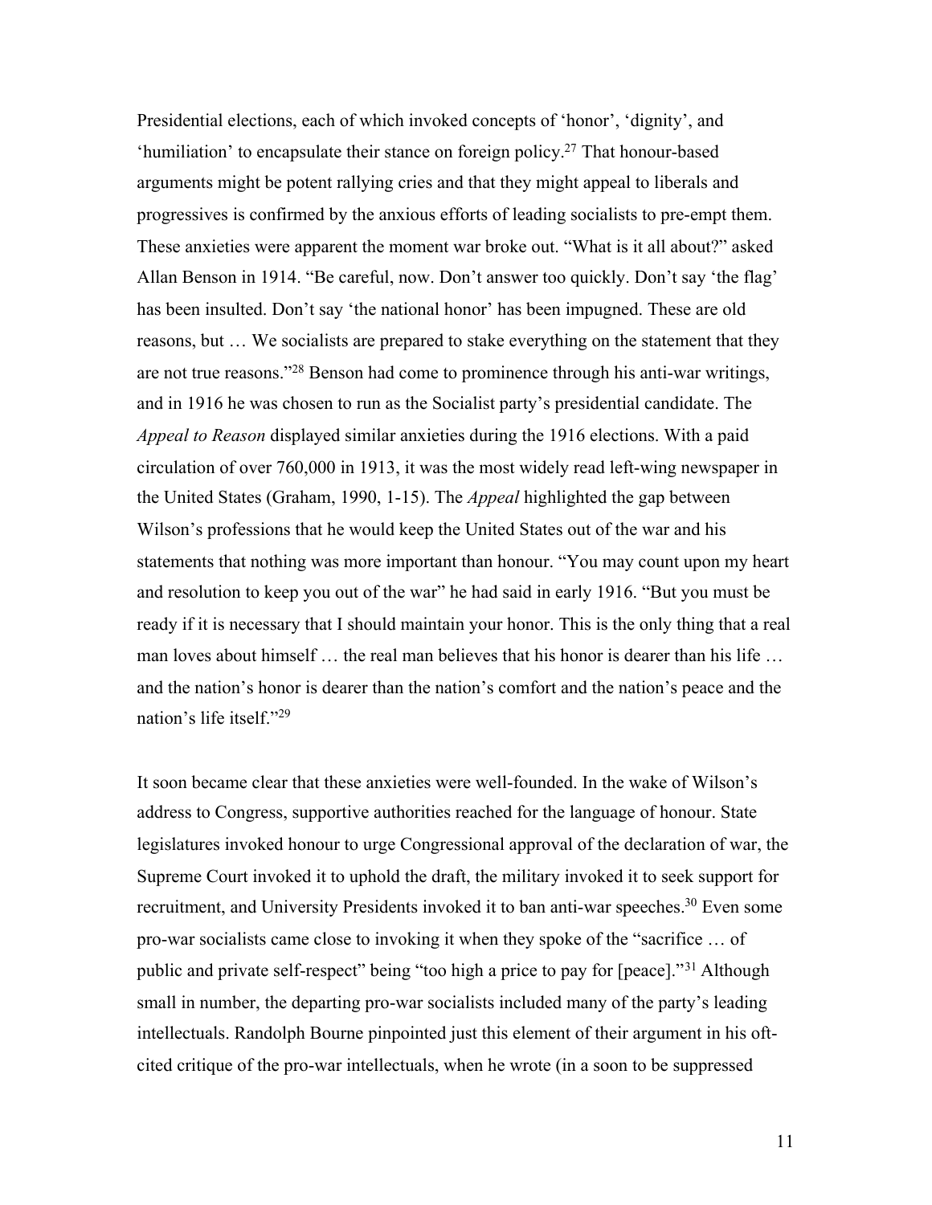Presidential elections, each of which invoked concepts of 'honor', 'dignity', and 'humiliation' to encapsulate their stance on foreign policy.[27] That honour-based arguments might be potent rallying cries and that they might appeal to liberals and progressives is confirmed by the anxious efforts of leading socialists to pre-empt them. These anxieties were apparent the moment war broke out. "What is it all about?" asked Allan Benson in 1914. "Be careful, now. Don't answer too quickly. Don't say 'the flag' has been insulted. Don't say 'the national honor' has been impugned. These are old reasons, but … We socialists are prepared to stake everything on the statement that they are not true reasons."[28] Benson had come to prominence through his anti-war writings, and in 1916 he was chosen to run as the Socialist party's presidential candidate. The *Appeal to Reason* displayed similar anxieties during the 1916 elections. With a paid circulation of over 760,000 in 1913, it was the most widely read left-wing newspaper in the United States (Graham, 1990, 1-15). The *Appeal* highlighted the gap between Wilson's professions that he would keep the United States out of the war and his statements that nothing was more important than honour. "You may count upon my heart and resolution to keep you out of the war" he had said in early 1916. "But you must be ready if it is necessary that I should maintain your honor. This is the only thing that a real man loves about himself … the real man believes that his honor is dearer than his life … and the nation's honor is dearer than the nation's comfort and the nation's peace and the nation's life itself."[29]

It soon became clear that these anxieties were well-founded. In the wake of Wilson's address to Congress, supportive authorities reached for the language of honour. State legislatures invoked honour to urge Congressional approval of the declaration of war, the Supreme Court invoked it to uphold the draft, the military invoked it to seek support for recruitment, and University Presidents invoked it to ban anti-war speeches.[30] Even some pro-war socialists came close to invoking it when they spoke of the "sacrifice … of public and private self-respect" being "too high a price to pay for [peace]."[31] Although small in number, the departing pro-war socialists included many of the party's leading intellectuals. Randolph Bourne pinpointed just this element of their argument in his oft-cited critique of the pro-war intellectuals, when he wrote (in a soon to be suppressed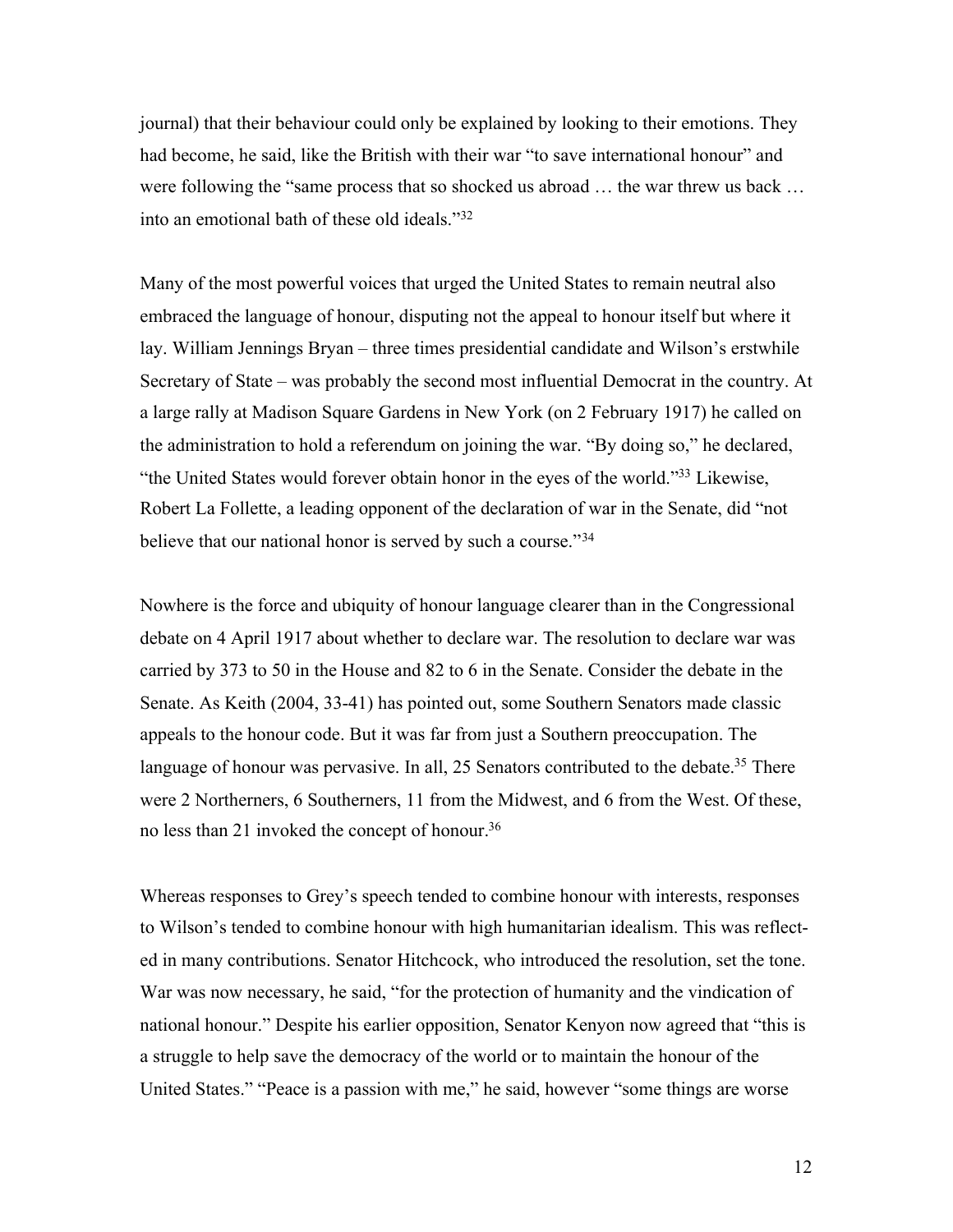journal) that their behaviour could only be explained by looking to their emotions. They had become, he said, like the British with their war "to save international honour" and were following the "same process that so shocked us abroad … the war threw us back … into an emotional bath of these old ideals."[32]

Many of the most powerful voices that urged the United States to remain neutral also embraced the language of honour, disputing not the appeal to honour itself but where it lay. William Jennings Bryan – three times presidential candidate and Wilson's erstwhile Secretary of State – was probably the second most influential Democrat in the country. At a large rally at Madison Square Gardens in New York (on 2 February 1917) he called on the administration to hold a referendum on joining the war. "By doing so," he declared, "the United States would forever obtain honor in the eyes of the world."[33] Likewise, Robert La Follette, a leading opponent of the declaration of war in the Senate, did "not believe that our national honor is served by such a course."[34]

Nowhere is the force and ubiquity of honour language clearer than in the Congressional debate on 4 April 1917 about whether to declare war. The resolution to declare war was carried by 373 to 50 in the House and 82 to 6 in the Senate. Consider the debate in the Senate. As Keith (2004, 33-41) has pointed out, some Southern Senators made classic appeals to the honour code. But it was far from just a Southern preoccupation. The language of honour was pervasive. In all, 25 Senators contributed to the debate.[35] There were 2 Northerners, 6 Southerners, 11 from the Midwest, and 6 from the West. Of these, no less than 21 invoked the concept of honour.[36]

Whereas responses to Grey's speech tended to combine honour with interests, responses to Wilson's tended to combine honour with high humanitarian idealism. This was reflected in many contributions. Senator Hitchcock, who introduced the resolution, set the tone. War was now necessary, he said, "for the protection of humanity and the vindication of national honour." Despite his earlier opposition, Senator Kenyon now agreed that "this is a struggle to help save the democracy of the world or to maintain the honour of the United States." "Peace is a passion with me," he said, however "some things are worse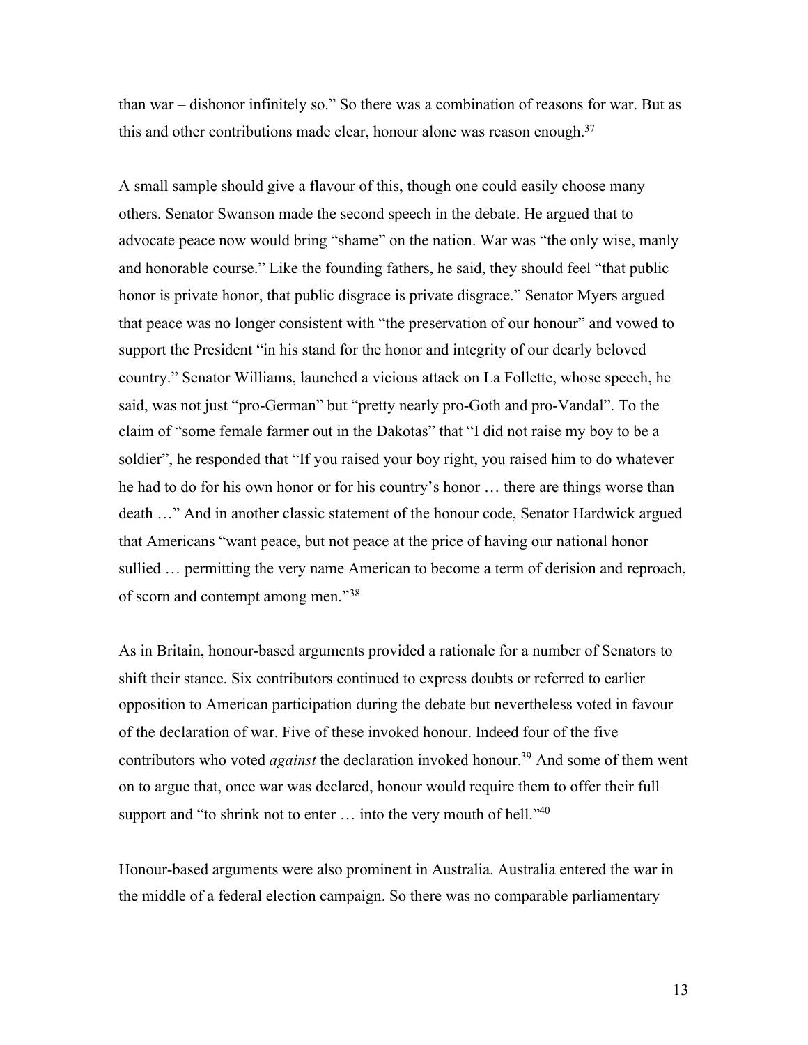than war – dishonor infinitely so." So there was a combination of reasons for war. But as this and other contributions made clear, honour alone was reason enough.[37]

A small sample should give a flavour of this, though one could easily choose many others. Senator Swanson made the second speech in the debate. He argued that to advocate peace now would bring "shame" on the nation. War was "the only wise, manly and honorable course." Like the founding fathers, he said, they should feel "that public honor is private honor, that public disgrace is private disgrace." Senator Myers argued that peace was no longer consistent with "the preservation of our honour" and vowed to support the President "in his stand for the honor and integrity of our dearly beloved country." Senator Williams, launched a vicious attack on La Follette, whose speech, he said, was not just "pro-German" but "pretty nearly pro-Goth and pro-Vandal". To the claim of "some female farmer out in the Dakotas" that "I did not raise my boy to be a soldier", he responded that "If you raised your boy right, you raised him to do whatever he had to do for his own honor or for his country's honor … there are things worse than death …" And in another classic statement of the honour code, Senator Hardwick argued that Americans "want peace, but not peace at the price of having our national honor sullied … permitting the very name American to become a term of derision and reproach, of scorn and contempt among men."[38]

As in Britain, honour-based arguments provided a rationale for a number of Senators to shift their stance. Six contributors continued to express doubts or referred to earlier opposition to American participation during the debate but nevertheless voted in favour of the declaration of war. Five of these invoked honour. Indeed four of the five contributors who voted *against* the declaration invoked honour.[39] And some of them went on to argue that, once war was declared, honour would require them to offer their full support and "to shrink not to enter … into the very mouth of hell."[40]

Honour-based arguments were also prominent in Australia. Australia entered the war in the middle of a federal election campaign. So there was no comparable parliamentary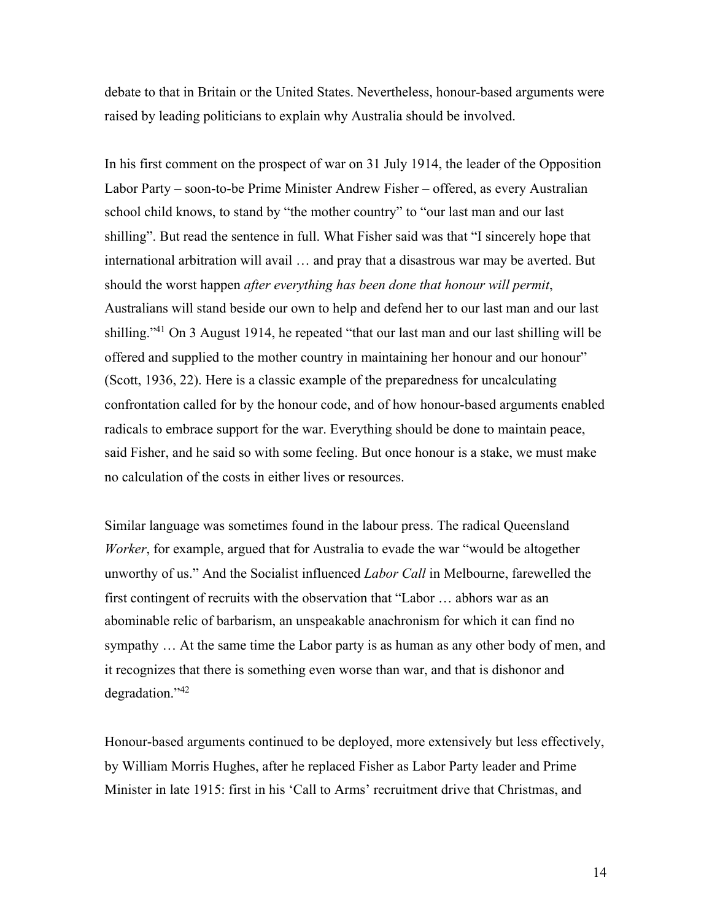debate to that in Britain or the United States. Nevertheless, honour-based arguments were raised by leading politicians to explain why Australia should be involved.

In his first comment on the prospect of war on 31 July 1914, the leader of the Opposition Labor Party – soon-to-be Prime Minister Andrew Fisher – offered, as every Australian school child knows, to stand by "the mother country" to "our last man and our last shilling". But read the sentence in full. What Fisher said was that "I sincerely hope that international arbitration will avail … and pray that a disastrous war may be averted. But should the worst happen *after everything has been done that honour will permit*, Australians will stand beside our own to help and defend her to our last man and our last shilling."[41] On 3 August 1914, he repeated "that our last man and our last shilling will be offered and supplied to the mother country in maintaining her honour and our honour" (Scott, 1936, 22). Here is a classic example of the preparedness for uncalculating confrontation called for by the honour code, and of how honour-based arguments enabled radicals to embrace support for the war. Everything should be done to maintain peace, said Fisher, and he said so with some feeling. But once honour is a stake, we must make no calculation of the costs in either lives or resources.

Similar language was sometimes found in the labour press. The radical Queensland *Worker*, for example, argued that for Australia to evade the war "would be altogether unworthy of us." And the Socialist influenced *Labor Call* in Melbourne, farewelled the first contingent of recruits with the observation that "Labor … abhors war as an abominable relic of barbarism, an unspeakable anachronism for which it can find no sympathy … At the same time the Labor party is as human as any other body of men, and it recognizes that there is something even worse than war, and that is dishonor and degradation."[42]

Honour-based arguments continued to be deployed, more extensively but less effectively, by William Morris Hughes, after he replaced Fisher as Labor Party leader and Prime Minister in late 1915: first in his 'Call to Arms' recruitment drive that Christmas, and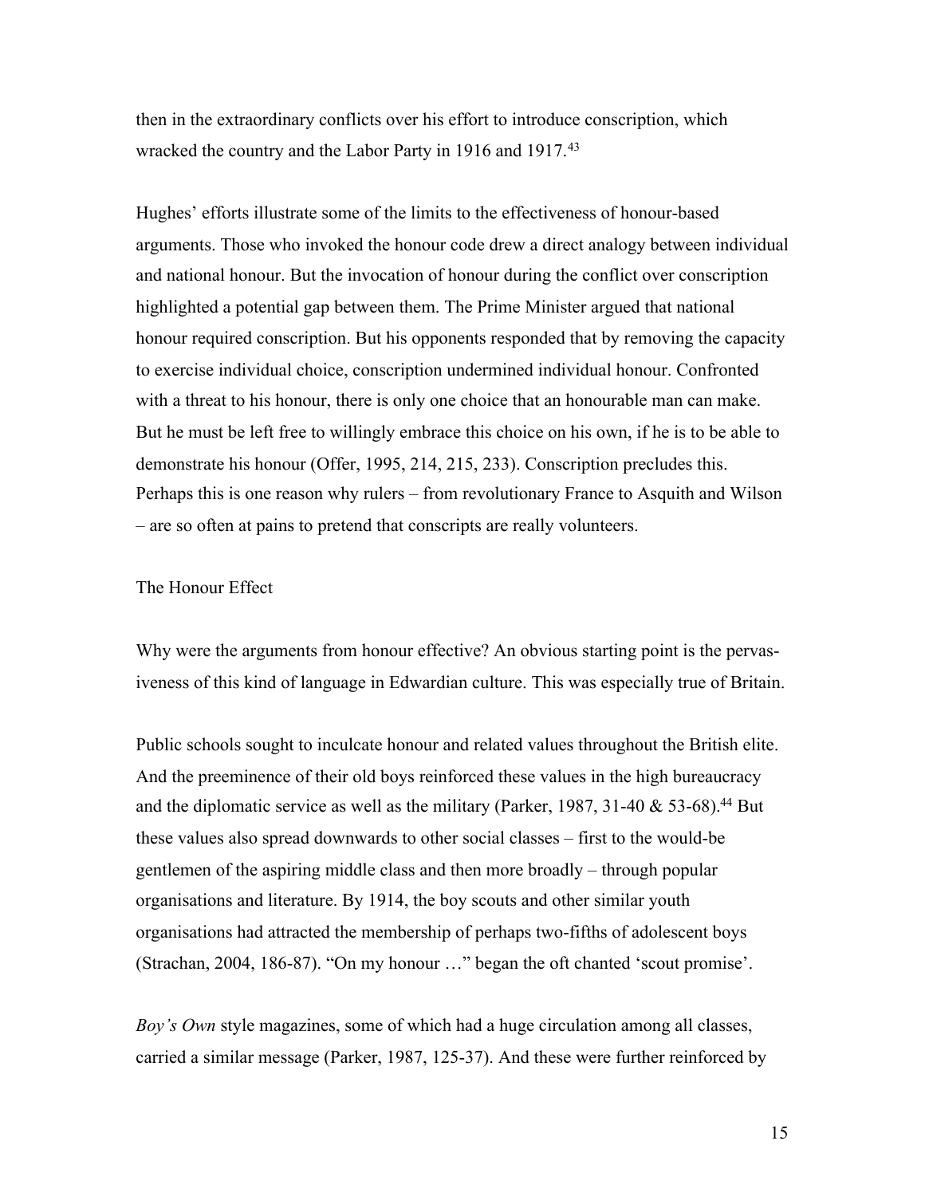then in the extraordinary conflicts over his effort to introduce conscription, which wracked the country and the Labor Party in 1916 and 1917.[43]

Hughes' efforts illustrate some of the limits to the effectiveness of honour-based arguments. Those who invoked the honour code drew a direct analogy between individual and national honour. But the invocation of honour during the conflict over conscription highlighted a potential gap between them. The Prime Minister argued that national honour required conscription. But his opponents responded that by removing the capacity to exercise individual choice, conscription undermined individual honour. Confronted with a threat to his honour, there is only one choice that an honourable man can make. But he must be left free to willingly embrace this choice on his own, if he is to be able to demonstrate his honour (Offer, 1995, 214, 215, 233). Conscription precludes this. Perhaps this is one reason why rulers – from revolutionary France to Asquith and Wilson – are so often at pains to pretend that conscripts are really volunteers.

## The Honour Effect

Why were the arguments from honour effective? An obvious starting point is the pervasiveness of this kind of language in Edwardian culture. This was especially true of Britain.

Public schools sought to inculcate honour and related values throughout the British elite. And the preeminence of their old boys reinforced these values in the high bureaucracy and the diplomatic service as well as the military (Parker, 1987, 31-40 & 53-68).[44] But these values also spread downwards to other social classes – first to the would-be gentlemen of the aspiring middle class and then more broadly – through popular organisations and literature. By 1914, the boy scouts and other similar youth organisations had attracted the membership of perhaps two-fifths of adolescent boys (Strachan, 2004, 186-87). "On my honour …" began the oft chanted 'scout promise'.

*Boy's Own* style magazines, some of which had a huge circulation among all classes, carried a similar message (Parker, 1987, 125-37). And these were further reinforced by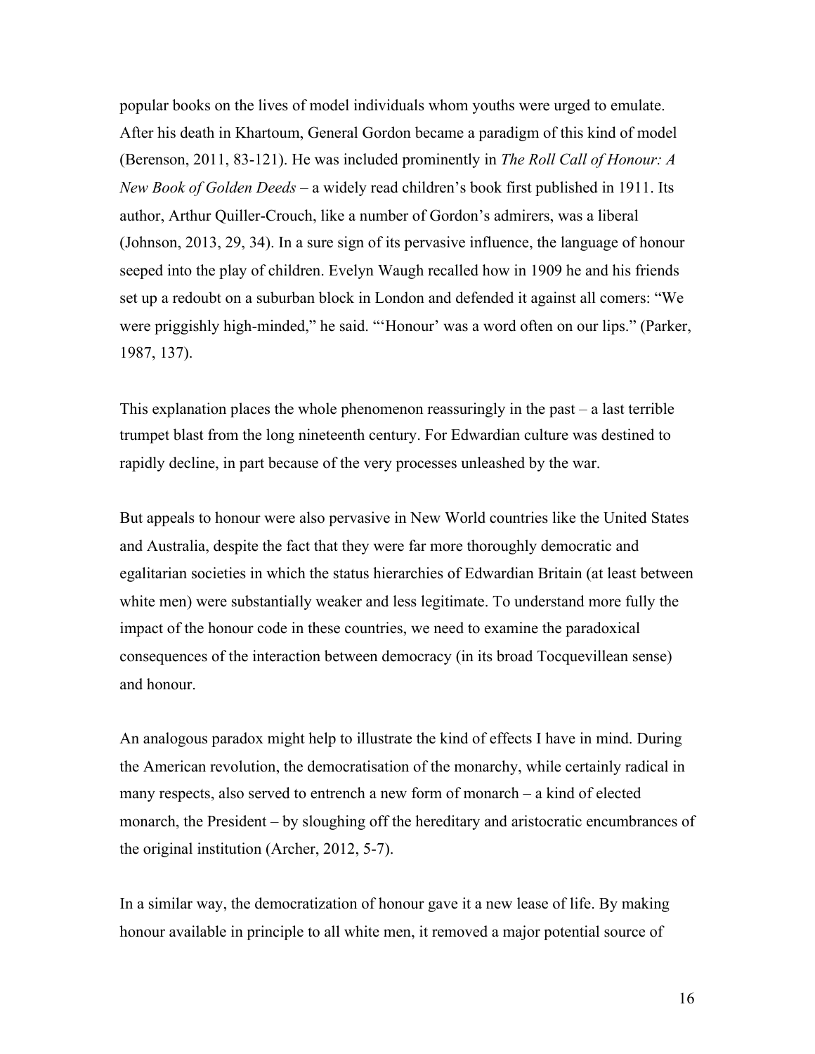popular books on the lives of model individuals whom youths were urged to emulate. After his death in Khartoum, General Gordon became a paradigm of this kind of model (Berenson, 2011, 83-121). He was included prominently in *The Roll Call of Honour: A New Book of Golden Deeds* – a widely read children's book first published in 1911. Its author, Arthur Quiller-Crouch, like a number of Gordon's admirers, was a liberal (Johnson, 2013, 29, 34). In a sure sign of its pervasive influence, the language of honour seeped into the play of children. Evelyn Waugh recalled how in 1909 he and his friends set up a redoubt on a suburban block in London and defended it against all comers: "We were priggishly high-minded," he said. "'Honour' was a word often on our lips." (Parker, 1987, 137).

This explanation places the whole phenomenon reassuringly in the past – a last terrible trumpet blast from the long nineteenth century. For Edwardian culture was destined to rapidly decline, in part because of the very processes unleashed by the war.

But appeals to honour were also pervasive in New World countries like the United States and Australia, despite the fact that they were far more thoroughly democratic and egalitarian societies in which the status hierarchies of Edwardian Britain (at least between white men) were substantially weaker and less legitimate. To understand more fully the impact of the honour code in these countries, we need to examine the paradoxical consequences of the interaction between democracy (in its broad Tocquevillean sense) and honour.

An analogous paradox might help to illustrate the kind of effects I have in mind. During the American revolution, the democratisation of the monarchy, while certainly radical in many respects, also served to entrench a new form of monarch – a kind of elected monarch, the President – by sloughing off the hereditary and aristocratic encumbrances of the original institution (Archer, 2012, 5-7).

In a similar way, the democratization of honour gave it a new lease of life. By making honour available in principle to all white men, it removed a major potential source of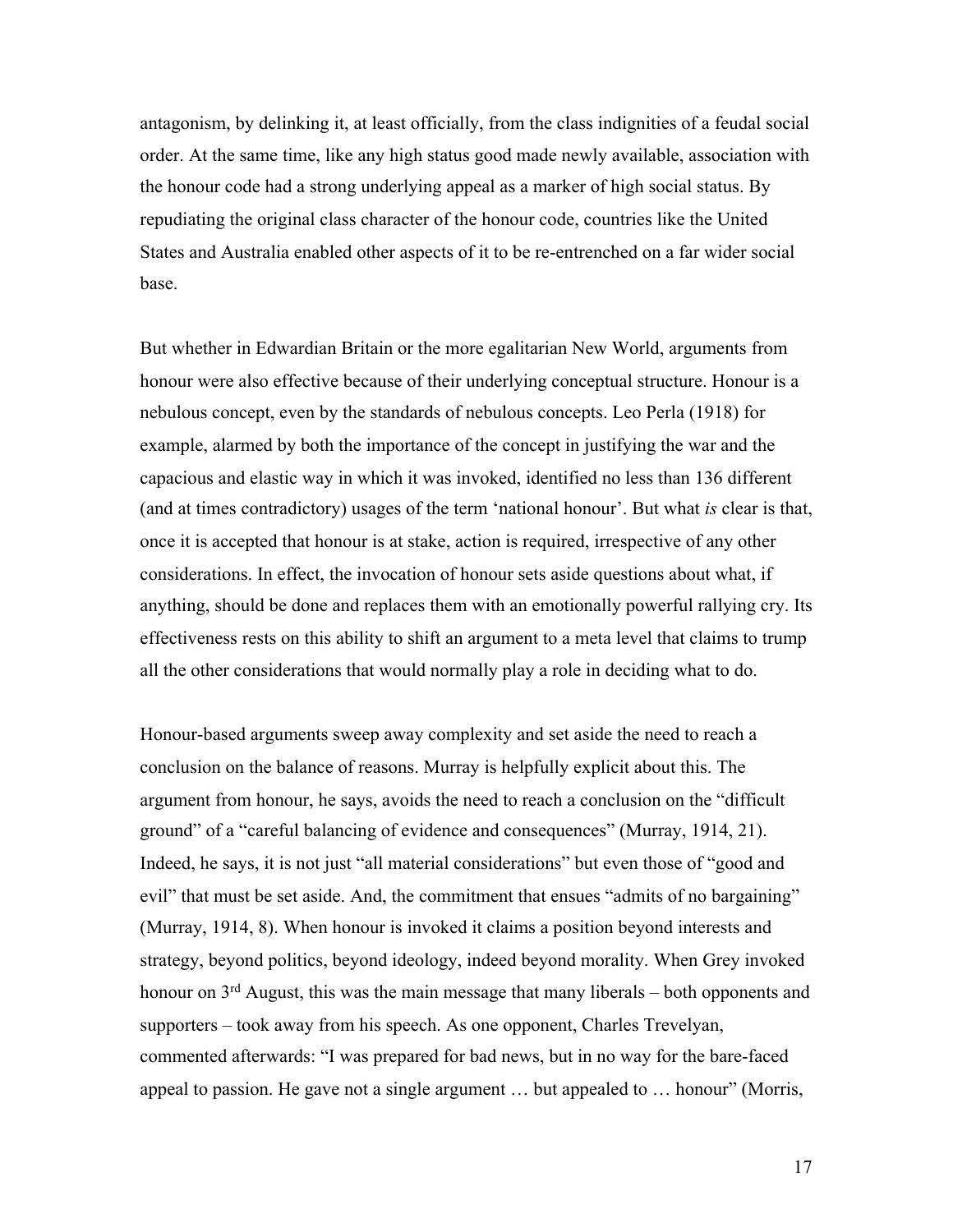antagonism, by delinking it, at least officially, from the class indignities of a feudal social order. At the same time, like any high status good made newly available, association with the honour code had a strong underlying appeal as a marker of high social status. By repudiating the original class character of the honour code, countries like the United States and Australia enabled other aspects of it to be re-entrenched on a far wider social base.

But whether in Edwardian Britain or the more egalitarian New World, arguments from honour were also effective because of their underlying conceptual structure. Honour is a nebulous concept, even by the standards of nebulous concepts. Leo Perla (1918) for example, alarmed by both the importance of the concept in justifying the war and the capacious and elastic way in which it was invoked, identified no less than 136 different (and at times contradictory) usages of the term 'national honour'. But what *is* clear is that, once it is accepted that honour is at stake, action is required, irrespective of any other considerations. In effect, the invocation of honour sets aside questions about what, if anything, should be done and replaces them with an emotionally powerful rallying cry. Its effectiveness rests on this ability to shift an argument to a meta level that claims to trump all the other considerations that would normally play a role in deciding what to do.

Honour-based arguments sweep away complexity and set aside the need to reach a conclusion on the balance of reasons. Murray is helpfully explicit about this. The argument from honour, he says, avoids the need to reach a conclusion on the "difficult ground" of a "careful balancing of evidence and consequences" (Murray, 1914, 21). Indeed, he says, it is not just "all material considerations" but even those of "good and evil" that must be set aside. And, the commitment that ensues "admits of no bargaining" (Murray, 1914, 8). When honour is invoked it claims a position beyond interests and strategy, beyond politics, beyond ideology, indeed beyond morality. When Grey invoked honour on 3rd August, this was the main message that many liberals – both opponents and supporters – took away from his speech. As one opponent, Charles Trevelyan, commented afterwards: "I was prepared for bad news, but in no way for the bare-faced appeal to passion. He gave not a single argument … but appealed to … honour" (Morris,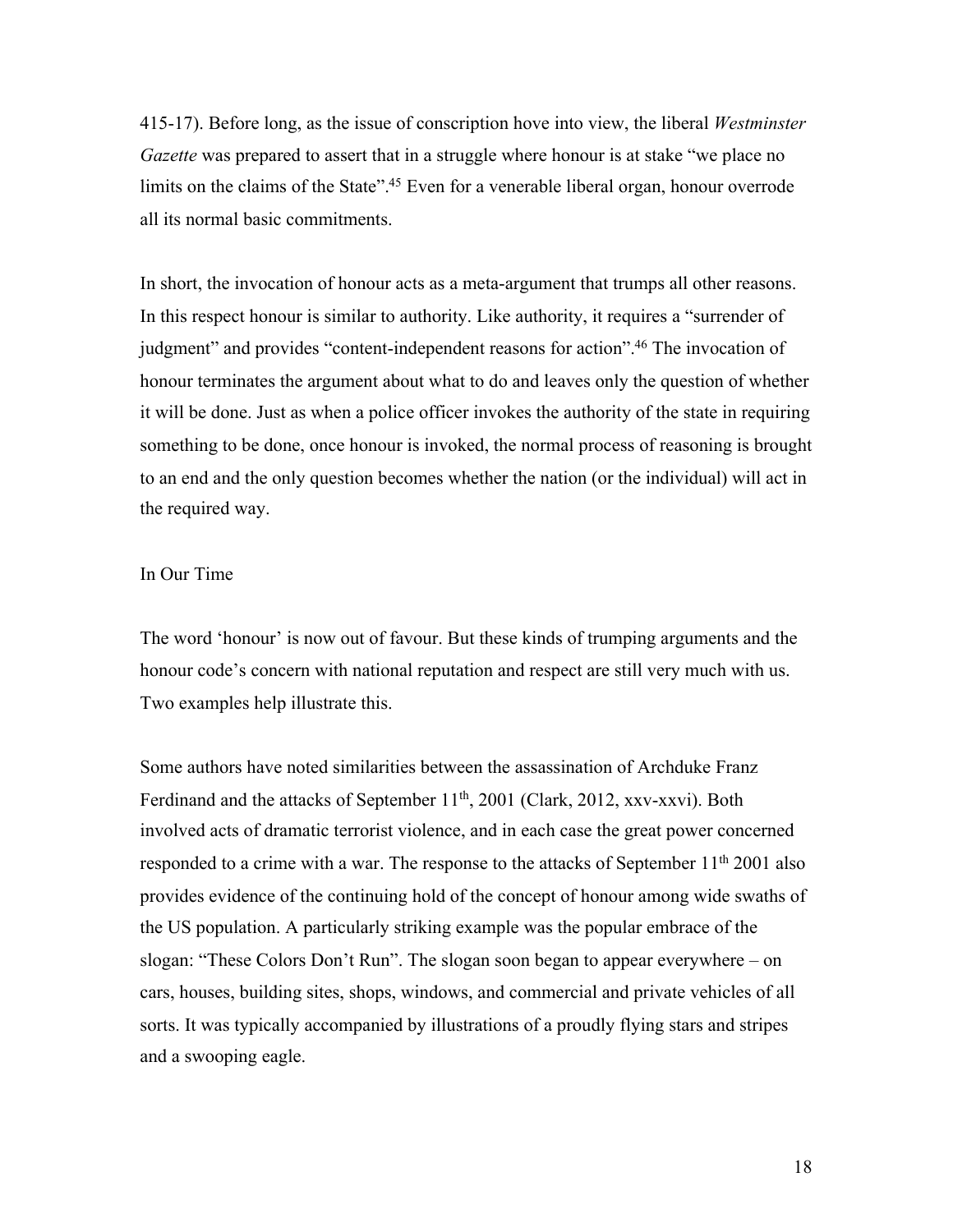415-17). Before long, as the issue of conscription hove into view, the liberal *Westminster Gazette* was prepared to assert that in a struggle where honour is at stake "we place no limits on the claims of the State".[45] Even for a venerable liberal organ, honour overrode all its normal basic commitments.

In short, the invocation of honour acts as a meta-argument that trumps all other reasons. In this respect honour is similar to authority. Like authority, it requires a "surrender of judgment" and provides "content-independent reasons for action".[46] The invocation of honour terminates the argument about what to do and leaves only the question of whether it will be done. Just as when a police officer invokes the authority of the state in requiring something to be done, once honour is invoked, the normal process of reasoning is brought to an end and the only question becomes whether the nation (or the individual) will act in the required way.

## In Our Time

The word 'honour' is now out of favour. But these kinds of trumping arguments and the honour code's concern with national reputation and respect are still very much with us. Two examples help illustrate this.

Some authors have noted similarities between the assassination of Archduke Franz Ferdinand and the attacks of September 11th, 2001 (Clark, 2012, xxv-xxvi). Both involved acts of dramatic terrorist violence, and in each case the great power concerned responded to a crime with a war. The response to the attacks of September 11th 2001 also provides evidence of the continuing hold of the concept of honour among wide swaths of the US population. A particularly striking example was the popular embrace of the slogan: "These Colors Don't Run". The slogan soon began to appear everywhere – on cars, houses, building sites, shops, windows, and commercial and private vehicles of all sorts. It was typically accompanied by illustrations of a proudly flying stars and stripes and a swooping eagle.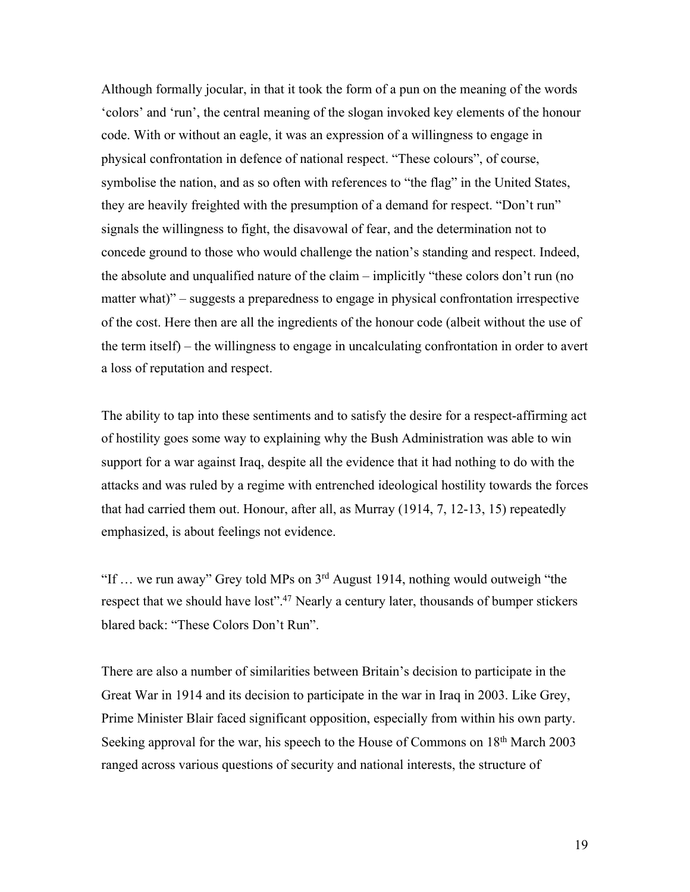Although formally jocular, in that it took the form of a pun on the meaning of the words 'colors' and 'run', the central meaning of the slogan invoked key elements of the honour code. With or without an eagle, it was an expression of a willingness to engage in physical confrontation in defence of national respect. "These colours", of course, symbolise the nation, and as so often with references to "the flag" in the United States, they are heavily freighted with the presumption of a demand for respect. "Don't run" signals the willingness to fight, the disavowal of fear, and the determination not to concede ground to those who would challenge the nation's standing and respect. Indeed, the absolute and unqualified nature of the claim – implicitly "these colors don't run (no matter what)" – suggests a preparedness to engage in physical confrontation irrespective of the cost. Here then are all the ingredients of the honour code (albeit without the use of the term itself) – the willingness to engage in uncalculating confrontation in order to avert a loss of reputation and respect.

The ability to tap into these sentiments and to satisfy the desire for a respect-affirming act of hostility goes some way to explaining why the Bush Administration was able to win support for a war against Iraq, despite all the evidence that it had nothing to do with the attacks and was ruled by a regime with entrenched ideological hostility towards the forces that had carried them out. Honour, after all, as Murray (1914, 7, 12-13, 15) repeatedly emphasized, is about feelings not evidence.

"If … we run away" Grey told MPs on 3rd August 1914, nothing would outweigh "the respect that we should have lost".[47] Nearly a century later, thousands of bumper stickers blared back: "These Colors Don't Run".

There are also a number of similarities between Britain's decision to participate in the Great War in 1914 and its decision to participate in the war in Iraq in 2003. Like Grey, Prime Minister Blair faced significant opposition, especially from within his own party. Seeking approval for the war, his speech to the House of Commons on 18th March 2003 ranged across various questions of security and national interests, the structure of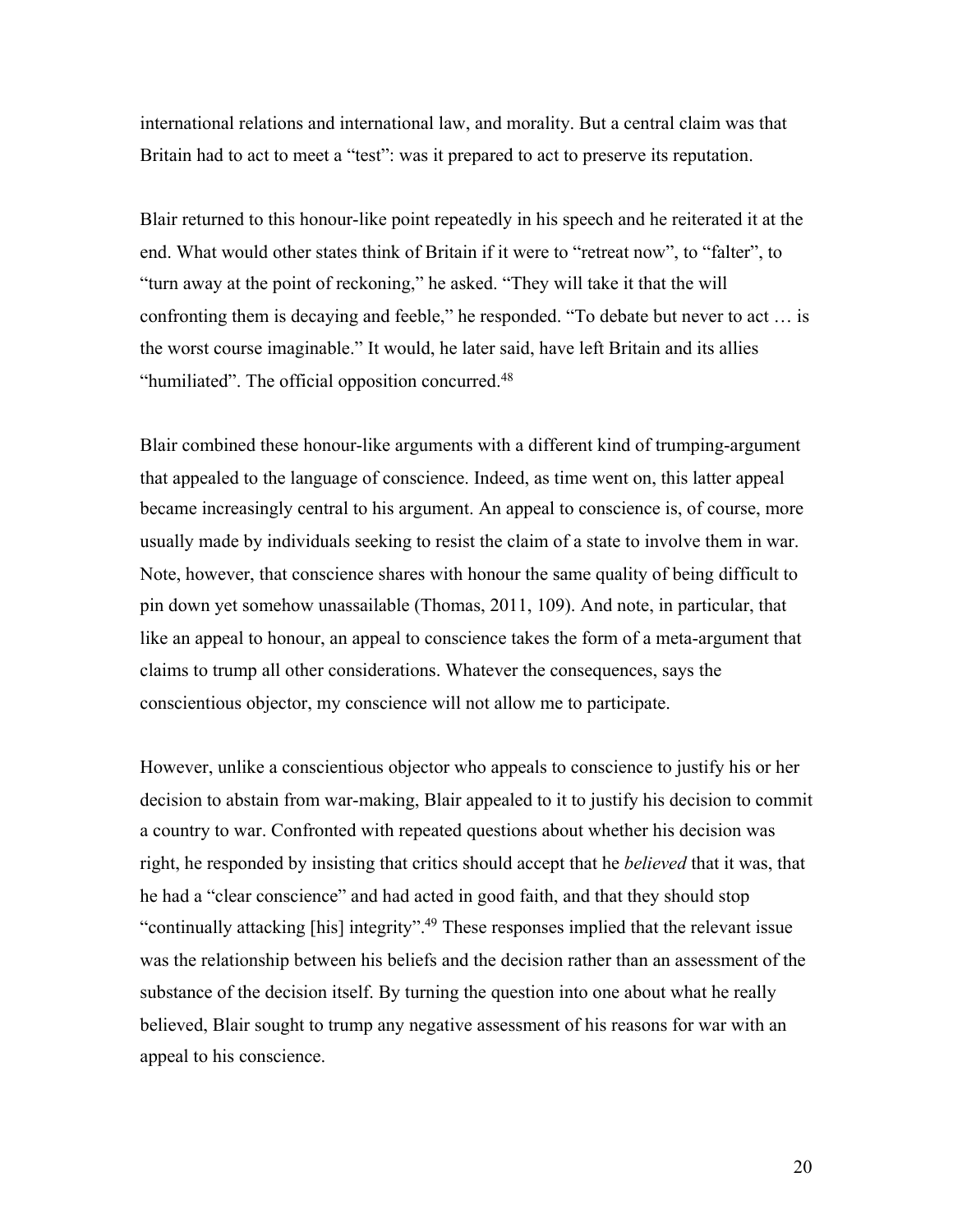international relations and international law, and morality. But a central claim was that Britain had to act to meet a "test": was it prepared to act to preserve its reputation.

Blair returned to this honour-like point repeatedly in his speech and he reiterated it at the end. What would other states think of Britain if it were to "retreat now", to "falter", to "turn away at the point of reckoning," he asked. "They will take it that the will confronting them is decaying and feeble," he responded. "To debate but never to act … is the worst course imaginable." It would, he later said, have left Britain and its allies "humiliated". The official opposition concurred.[48]

Blair combined these honour-like arguments with a different kind of trumping-argument that appealed to the language of conscience. Indeed, as time went on, this latter appeal became increasingly central to his argument. An appeal to conscience is, of course, more usually made by individuals seeking to resist the claim of a state to involve them in war. Note, however, that conscience shares with honour the same quality of being difficult to pin down yet somehow unassailable (Thomas, 2011, 109). And note, in particular, that like an appeal to honour, an appeal to conscience takes the form of a meta-argument that claims to trump all other considerations. Whatever the consequences, says the conscientious objector, my conscience will not allow me to participate.

However, unlike a conscientious objector who appeals to conscience to justify his or her decision to abstain from war-making, Blair appealed to it to justify his decision to commit a country to war. Confronted with repeated questions about whether his decision was right, he responded by insisting that critics should accept that he *believed* that it was, that he had a "clear conscience" and had acted in good faith, and that they should stop "continually attacking [his] integrity".[49] These responses implied that the relevant issue was the relationship between his beliefs and the decision rather than an assessment of the substance of the decision itself. By turning the question into one about what he really believed, Blair sought to trump any negative assessment of his reasons for war with an appeal to his conscience.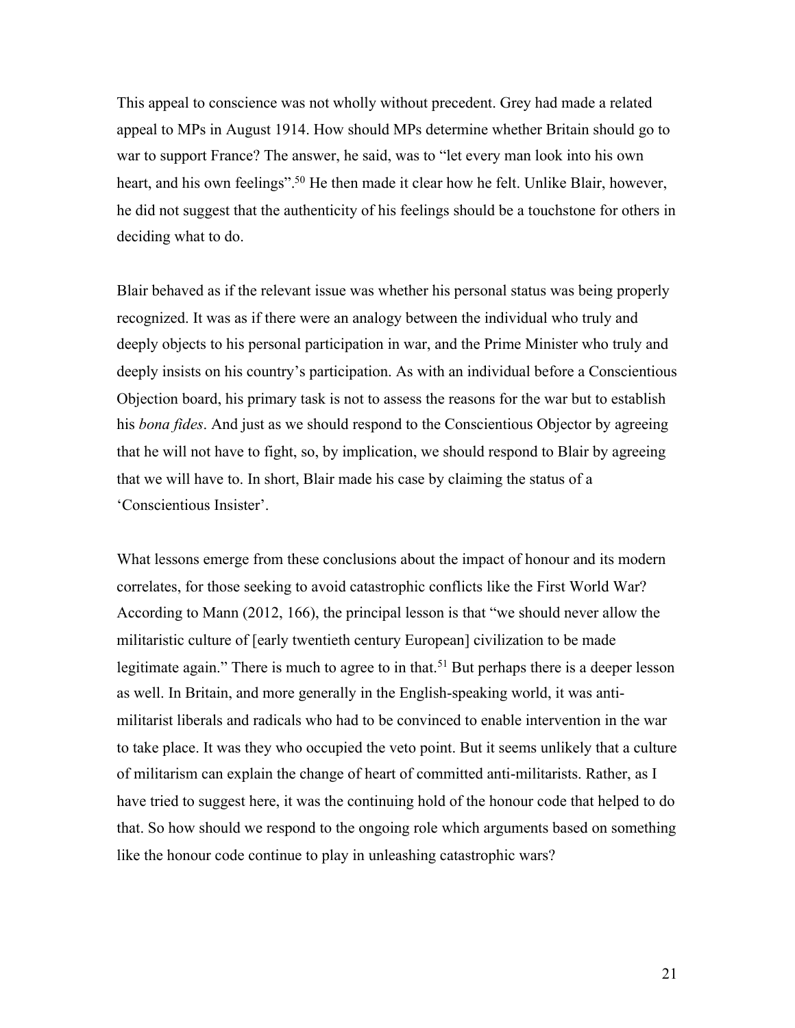This appeal to conscience was not wholly without precedent. Grey had made a related appeal to MPs in August 1914. How should MPs determine whether Britain should go to war to support France? The answer, he said, was to "let every man look into his own heart, and his own feelings".[50] He then made it clear how he felt. Unlike Blair, however, he did not suggest that the authenticity of his feelings should be a touchstone for others in deciding what to do.

Blair behaved as if the relevant issue was whether his personal status was being properly recognized. It was as if there were an analogy between the individual who truly and deeply objects to his personal participation in war, and the Prime Minister who truly and deeply insists on his country's participation. As with an individual before a Conscientious Objection board, his primary task is not to assess the reasons for the war but to establish his *bona fides*. And just as we should respond to the Conscientious Objector by agreeing that he will not have to fight, so, by implication, we should respond to Blair by agreeing that we will have to. In short, Blair made his case by claiming the status of a 'Conscientious Insister'.

What lessons emerge from these conclusions about the impact of honour and its modern correlates, for those seeking to avoid catastrophic conflicts like the First World War? According to Mann (2012, 166), the principal lesson is that "we should never allow the militaristic culture of [early twentieth century European] civilization to be made legitimate again." There is much to agree to in that.[51] But perhaps there is a deeper lesson as well. In Britain, and more generally in the English-speaking world, it was anti-militarist liberals and radicals who had to be convinced to enable intervention in the war to take place. It was they who occupied the veto point. But it seems unlikely that a culture of militarism can explain the change of heart of committed anti-militarists. Rather, as I have tried to suggest here, it was the continuing hold of the honour code that helped to do that. So how should we respond to the ongoing role which arguments based on something like the honour code continue to play in unleashing catastrophic wars?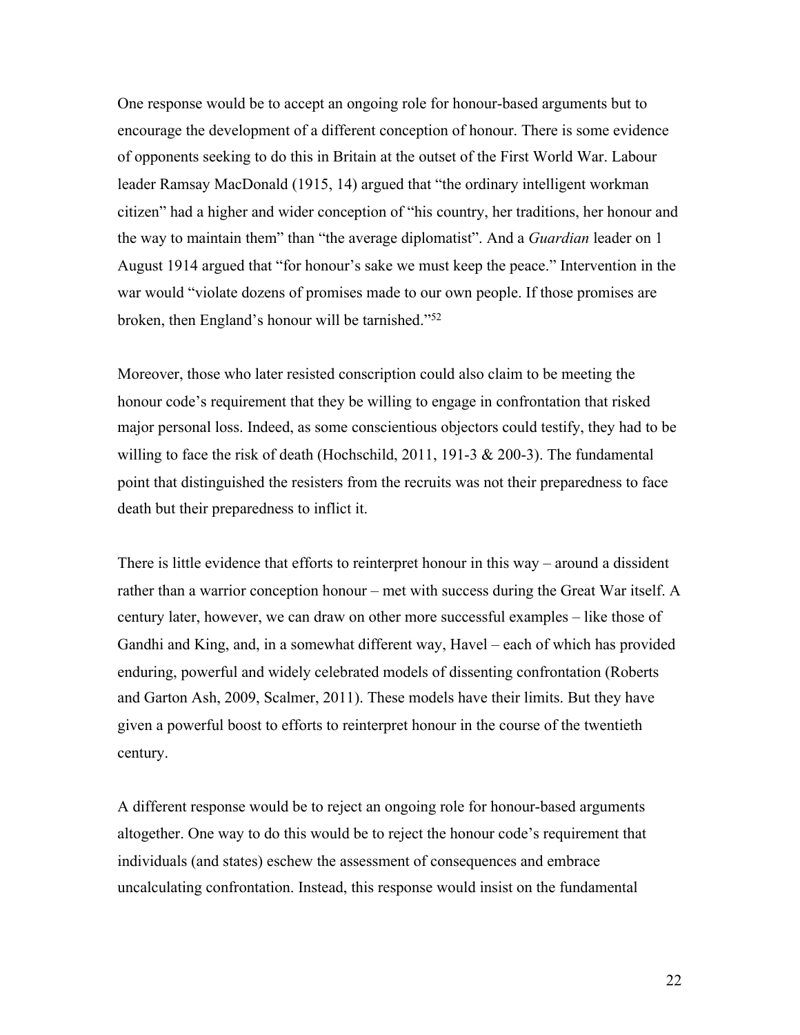One response would be to accept an ongoing role for honour-based arguments but to encourage the development of a different conception of honour. There is some evidence of opponents seeking to do this in Britain at the outset of the First World War. Labour leader Ramsay MacDonald (1915, 14) argued that "the ordinary intelligent workman citizen" had a higher and wider conception of "his country, her traditions, her honour and the way to maintain them" than "the average diplomatist". And a *Guardian* leader on 1 August 1914 argued that "for honour's sake we must keep the peace." Intervention in the war would "violate dozens of promises made to our own people. If those promises are broken, then England's honour will be tarnished."[52]

Moreover, those who later resisted conscription could also claim to be meeting the honour code's requirement that they be willing to engage in confrontation that risked major personal loss. Indeed, as some conscientious objectors could testify, they had to be willing to face the risk of death (Hochschild, 2011, 191-3 & 200-3). The fundamental point that distinguished the resisters from the recruits was not their preparedness to face death but their preparedness to inflict it.

There is little evidence that efforts to reinterpret honour in this way – around a dissident rather than a warrior conception honour – met with success during the Great War itself. A century later, however, we can draw on other more successful examples – like those of Gandhi and King, and, in a somewhat different way, Havel – each of which has provided enduring, powerful and widely celebrated models of dissenting confrontation (Roberts and Garton Ash, 2009, Scalmer, 2011). These models have their limits. But they have given a powerful boost to efforts to reinterpret honour in the course of the twentieth century.

A different response would be to reject an ongoing role for honour-based arguments altogether. One way to do this would be to reject the honour code's requirement that individuals (and states) eschew the assessment of consequences and embrace uncalculating confrontation. Instead, this response would insist on the fundamental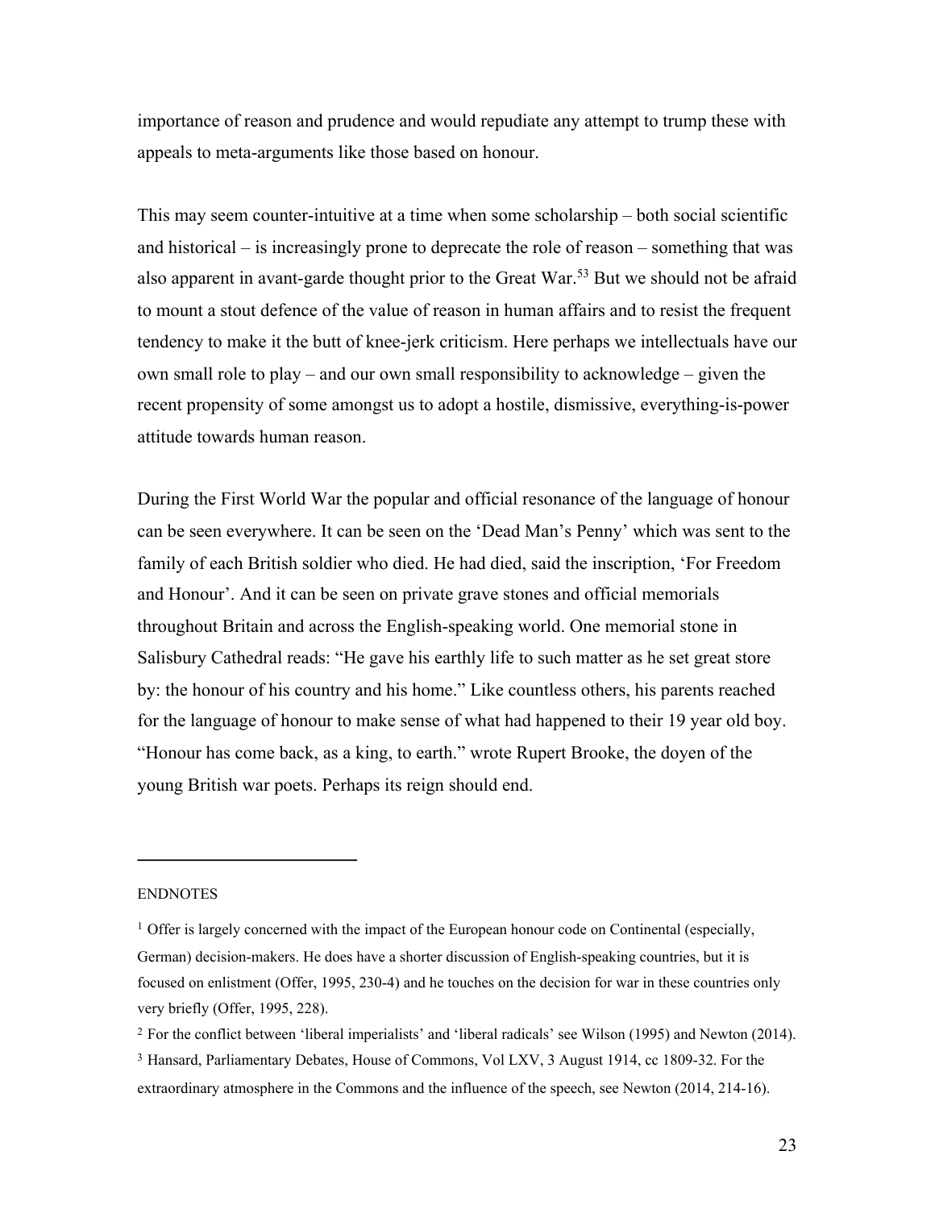importance of reason and prudence and would repudiate any attempt to trump these with appeals to meta-arguments like those based on honour.

This may seem counter-intuitive at a time when some scholarship – both social scientific and historical – is increasingly prone to deprecate the role of reason – something that was also apparent in avant-garde thought prior to the Great War.[53] But we should not be afraid to mount a stout defence of the value of reason in human affairs and to resist the frequent tendency to make it the butt of knee-jerk criticism. Here perhaps we intellectuals have our own small role to play – and our own small responsibility to acknowledge – given the recent propensity of some amongst us to adopt a hostile, dismissive, everything-is-power attitude towards human reason.

During the First World War the popular and official resonance of the language of honour can be seen everywhere. It can be seen on the 'Dead Man's Penny' which was sent to the family of each British soldier who died. He had died, said the inscription, 'For Freedom and Honour'. And it can be seen on private grave stones and official memorials throughout Britain and across the English-speaking world. One memorial stone in Salisbury Cathedral reads: "He gave his earthly life to such matter as he set great store by: the honour of his country and his home." Like countless others, his parents reached for the language of honour to make sense of what had happened to their 19 year old boy. "Honour has come back, as a king, to earth." wrote Rupert Brooke, the doyen of the young British war poets. Perhaps its reign should end.

---

ENDNOTES

[1] Offer is largely concerned with the impact of the European honour code on Continental (especially, German) decision-makers. He does have a shorter discussion of English-speaking countries, but it is focused on enlistment (Offer, 1995, 230-4) and he touches on the decision for war in these countries only very briefly (Offer, 1995, 228).

[2] For the conflict between 'liberal imperialists' and 'liberal radicals' see Wilson (1995) and Newton (2014).

[3] Hansard, Parliamentary Debates, House of Commons, Vol LXV, 3 August 1914, cc 1809-32. For the extraordinary atmosphere in the Commons and the influence of the speech, see Newton (2014, 214-16).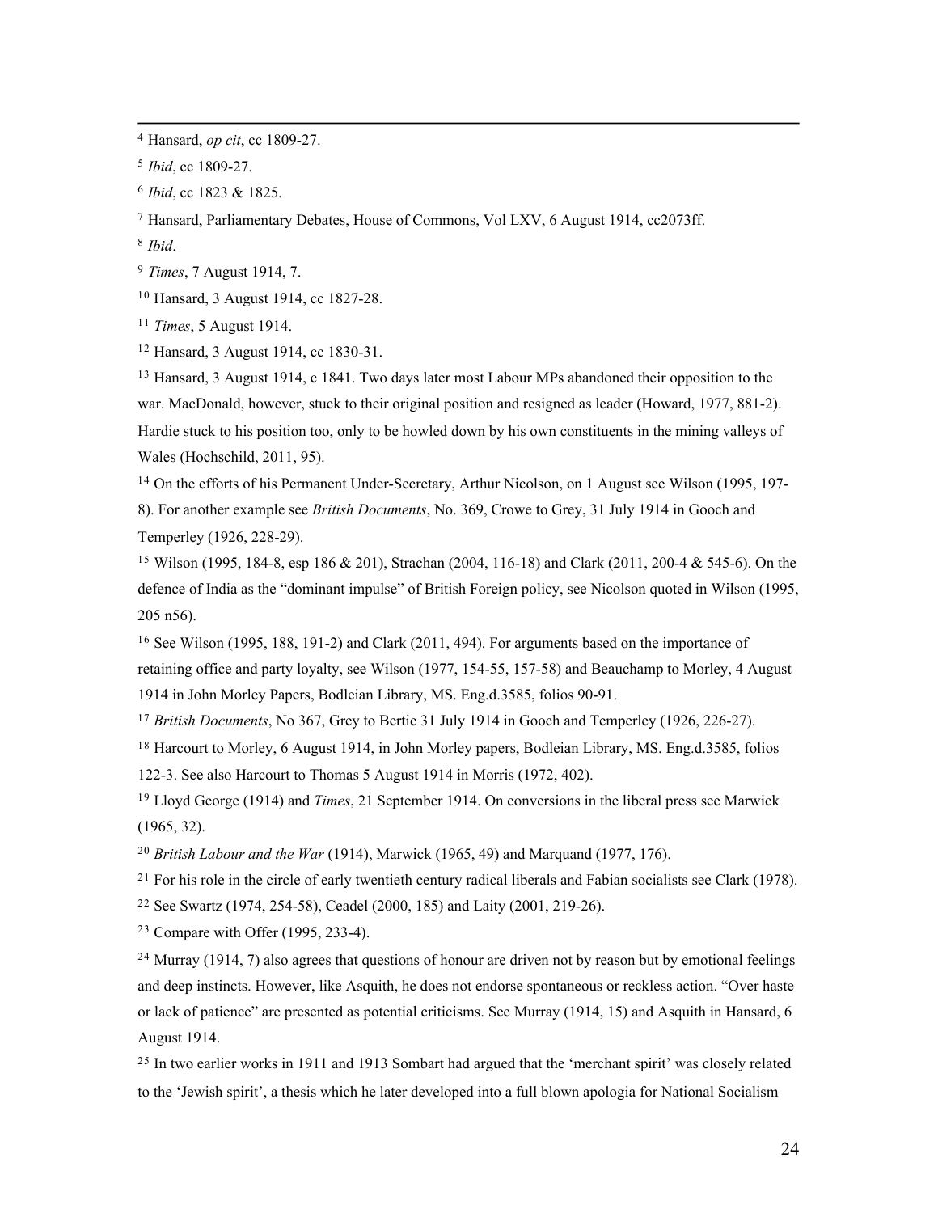[4] Hansard, *op cit*, cc 1809-27.

[5] *Ibid*, cc 1809-27.

[6] *Ibid*, cc 1823 & 1825.

[7] Hansard, Parliamentary Debates, House of Commons, Vol LXV, 6 August 1914, cc2073ff.

[8] *Ibid*.

[9] *Times*, 7 August 1914, 7.

[10] Hansard, 3 August 1914, cc 1827-28.

[11] *Times*, 5 August 1914.

[12] Hansard, 3 August 1914, cc 1830-31.

[13] Hansard, 3 August 1914, c 1841. Two days later most Labour MPs abandoned their opposition to the war. MacDonald, however, stuck to their original position and resigned as leader (Howard, 1977, 881-2). Hardie stuck to his position too, only to be howled down by his own constituents in the mining valleys of Wales (Hochschild, 2011, 95).

[14] On the efforts of his Permanent Under-Secretary, Arthur Nicolson, on 1 August see Wilson (1995, 197-8). For another example see *British Documents*, No. 369, Crowe to Grey, 31 July 1914 in Gooch and Temperley (1926, 228-29).

[15] Wilson (1995, 184-8, esp 186 & 201), Strachan (2004, 116-18) and Clark (2011, 200-4 & 545-6). On the defence of India as the "dominant impulse" of British Foreign policy, see Nicolson quoted in Wilson (1995, 205 n56).

[16] See Wilson (1995, 188, 191-2) and Clark (2011, 494). For arguments based on the importance of retaining office and party loyalty, see Wilson (1977, 154-55, 157-58) and Beauchamp to Morley, 4 August 1914 in John Morley Papers, Bodleian Library, MS. Eng.d.3585, folios 90-91.

[17] *British Documents*, No 367, Grey to Bertie 31 July 1914 in Gooch and Temperley (1926, 226-27).

[18] Harcourt to Morley, 6 August 1914, in John Morley papers, Bodleian Library, MS. Eng.d.3585, folios 122-3. See also Harcourt to Thomas 5 August 1914 in Morris (1972, 402).

[19] Lloyd George (1914) and *Times*, 21 September 1914. On conversions in the liberal press see Marwick (1965, 32).

[20] *British Labour and the War* (1914), Marwick (1965, 49) and Marquand (1977, 176).

[21] For his role in the circle of early twentieth century radical liberals and Fabian socialists see Clark (1978).

[22] See Swartz (1974, 254-58), Ceadel (2000, 185) and Laity (2001, 219-26).

[23] Compare with Offer (1995, 233-4).

[24] Murray (1914, 7) also agrees that questions of honour are driven not by reason but by emotional feelings and deep instincts. However, like Asquith, he does not endorse spontaneous or reckless action. "Over haste or lack of patience" are presented as potential criticisms. See Murray (1914, 15) and Asquith in Hansard, 6 August 1914.

[25] In two earlier works in 1911 and 1913 Sombart had argued that the 'merchant spirit' was closely related to the 'Jewish spirit', a thesis which he later developed into a full blown apologia for National Socialism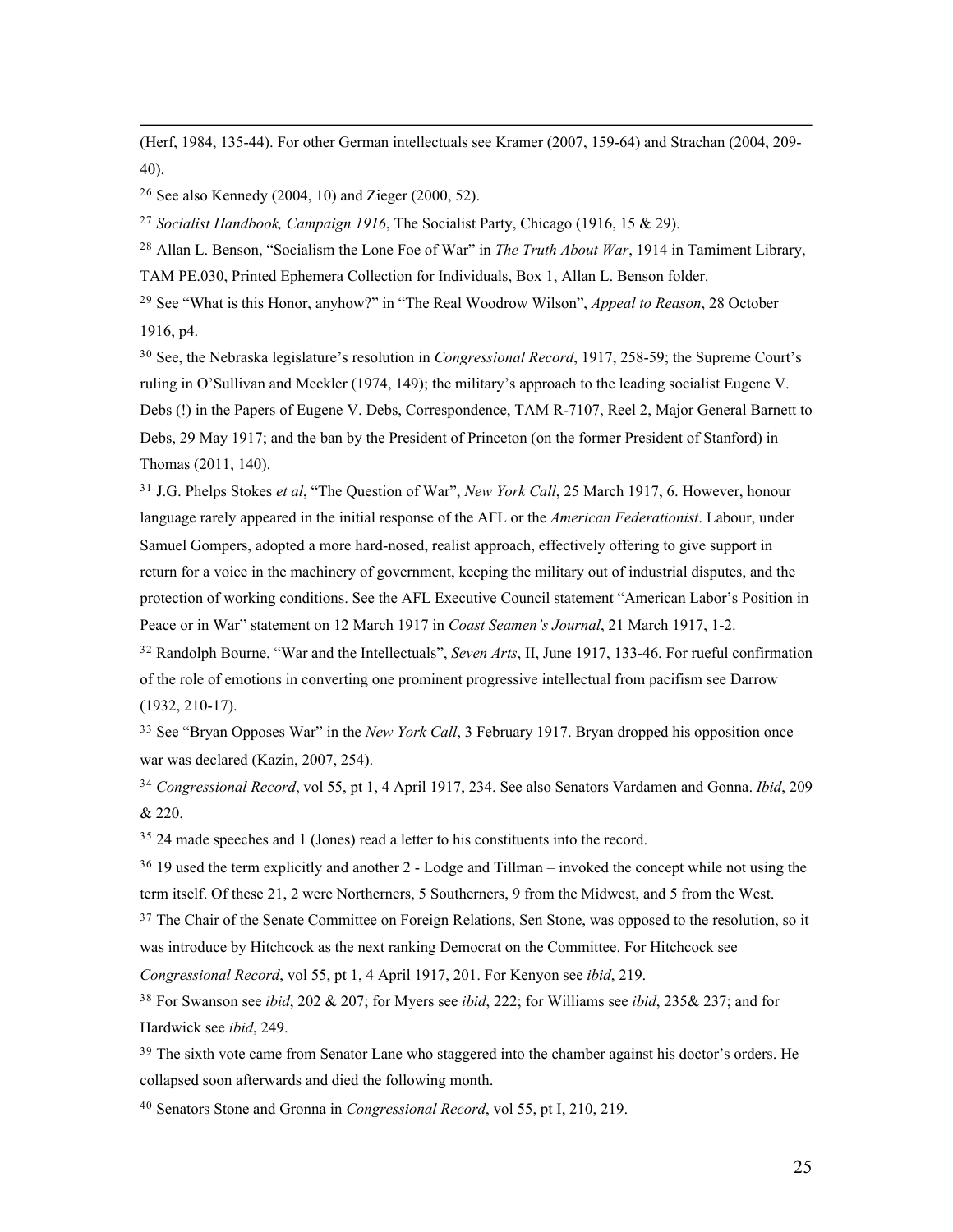(Herf, 1984, 135-44). For other German intellectuals see Kramer (2007, 159-64) and Strachan (2004, 209-40).

[26] See also Kennedy (2004, 10) and Zieger (2000, 52).

[27] *Socialist Handbook, Campaign 1916*, The Socialist Party, Chicago (1916, 15 & 29).

[28] Allan L. Benson, "Socialism the Lone Foe of War" in *The Truth About War*, 1914 in Tamiment Library, TAM PE.030, Printed Ephemera Collection for Individuals, Box 1, Allan L. Benson folder.

[29] See "What is this Honor, anyhow?" in "The Real Woodrow Wilson", *Appeal to Reason*, 28 October 1916, p4.

[30] See, the Nebraska legislature's resolution in *Congressional Record*, 1917, 258-59; the Supreme Court's ruling in O'Sullivan and Meckler (1974, 149); the military's approach to the leading socialist Eugene V. Debs (!) in the Papers of Eugene V. Debs, Correspondence, TAM R-7107, Reel 2, Major General Barnett to Debs, 29 May 1917; and the ban by the President of Princeton (on the former President of Stanford) in Thomas (2011, 140).

[31] J.G. Phelps Stokes *et al*, "The Question of War", *New York Call*, 25 March 1917, 6. However, honour language rarely appeared in the initial response of the AFL or the *American Federationist*. Labour, under Samuel Gompers, adopted a more hard-nosed, realist approach, effectively offering to give support in return for a voice in the machinery of government, keeping the military out of industrial disputes, and the protection of working conditions. See the AFL Executive Council statement "American Labor's Position in Peace or in War" statement on 12 March 1917 in *Coast Seamen's Journal*, 21 March 1917, 1-2.

[32] Randolph Bourne, "War and the Intellectuals", *Seven Arts*, II, June 1917, 133-46. For rueful confirmation of the role of emotions in converting one prominent progressive intellectual from pacifism see Darrow (1932, 210-17).

[33] See "Bryan Opposes War" in the *New York Call*, 3 February 1917. Bryan dropped his opposition once war was declared (Kazin, 2007, 254).

[34] *Congressional Record*, vol 55, pt 1, 4 April 1917, 234. See also Senators Vardamen and Gonna. *Ibid*, 209 & 220.

[35] 24 made speeches and 1 (Jones) read a letter to his constituents into the record.

[36] 19 used the term explicitly and another 2 - Lodge and Tillman – invoked the concept while not using the term itself. Of these 21, 2 were Northerners, 5 Southerners, 9 from the Midwest, and 5 from the West.

[37] The Chair of the Senate Committee on Foreign Relations, Sen Stone, was opposed to the resolution, so it was introduce by Hitchcock as the next ranking Democrat on the Committee. For Hitchcock see *Congressional Record*, vol 55, pt 1, 4 April 1917, 201. For Kenyon see *ibid*, 219.

[38] For Swanson see *ibid*, 202 & 207; for Myers see *ibid*, 222; for Williams see *ibid*, 235& 237; and for Hardwick see *ibid*, 249.

[39] The sixth vote came from Senator Lane who staggered into the chamber against his doctor's orders. He collapsed soon afterwards and died the following month.

[40] Senators Stone and Gronna in *Congressional Record*, vol 55, pt I, 210, 219.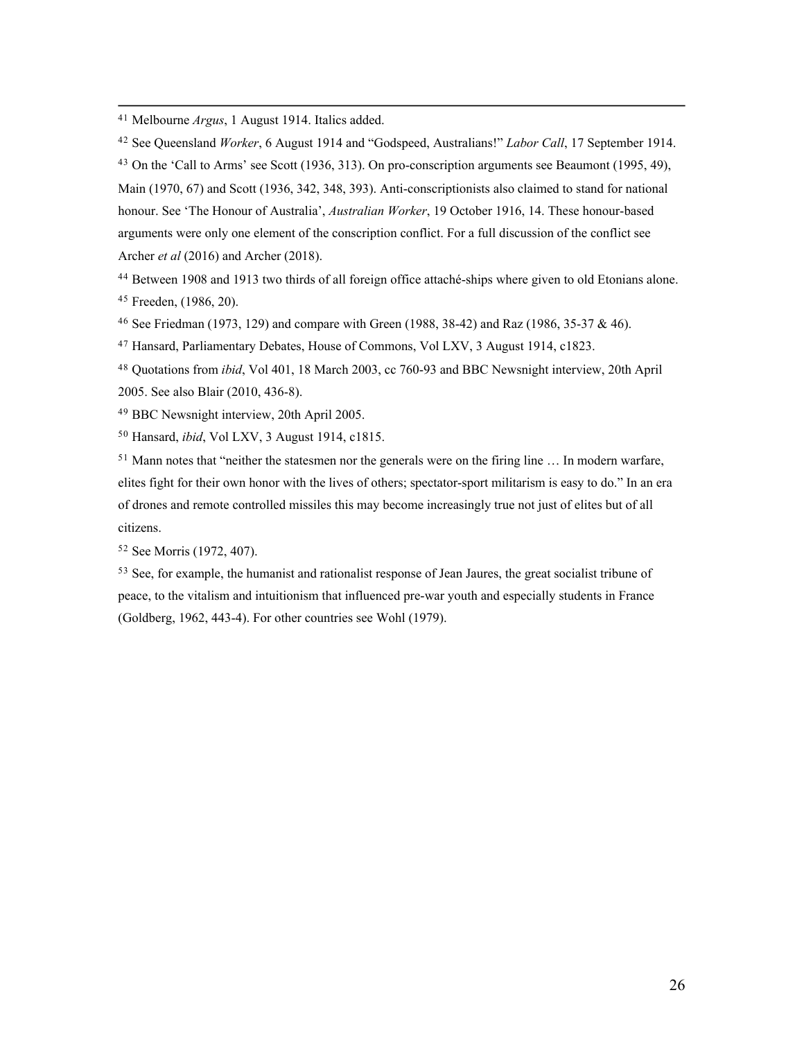[41] Melbourne *Argus*, 1 August 1914. Italics added.

[42] See Queensland *Worker*, 6 August 1914 and "Godspeed, Australians!" *Labor Call*, 17 September 1914.

[43] On the 'Call to Arms' see Scott (1936, 313). On pro-conscription arguments see Beaumont (1995, 49), Main (1970, 67) and Scott (1936, 342, 348, 393). Anti-conscriptionists also claimed to stand for national honour. See 'The Honour of Australia', *Australian Worker*, 19 October 1916, 14. These honour-based arguments were only one element of the conscription conflict. For a full discussion of the conflict see Archer *et al* (2016) and Archer (2018).

[44] Between 1908 and 1913 two thirds of all foreign office attaché-ships where given to old Etonians alone.

[45] Freeden, (1986, 20).

[46] See Friedman (1973, 129) and compare with Green (1988, 38-42) and Raz (1986, 35-37 & 46).

[47] Hansard, Parliamentary Debates, House of Commons, Vol LXV, 3 August 1914, c1823.

[48] Quotations from *ibid*, Vol 401, 18 March 2003, cc 760-93 and BBC Newsnight interview, 20th April 2005. See also Blair (2010, 436-8).

[49] BBC Newsnight interview, 20th April 2005.

[50] Hansard, *ibid*, Vol LXV, 3 August 1914, c1815.

[51] Mann notes that "neither the statesmen nor the generals were on the firing line … In modern warfare, elites fight for their own honor with the lives of others; spectator-sport militarism is easy to do." In an era of drones and remote controlled missiles this may become increasingly true not just of elites but of all citizens.

[52] See Morris (1972, 407).

[53] See, for example, the humanist and rationalist response of Jean Jaures, the great socialist tribune of peace, to the vitalism and intuitionism that influenced pre-war youth and especially students in France (Goldberg, 1962, 443-4). For other countries see Wohl (1979).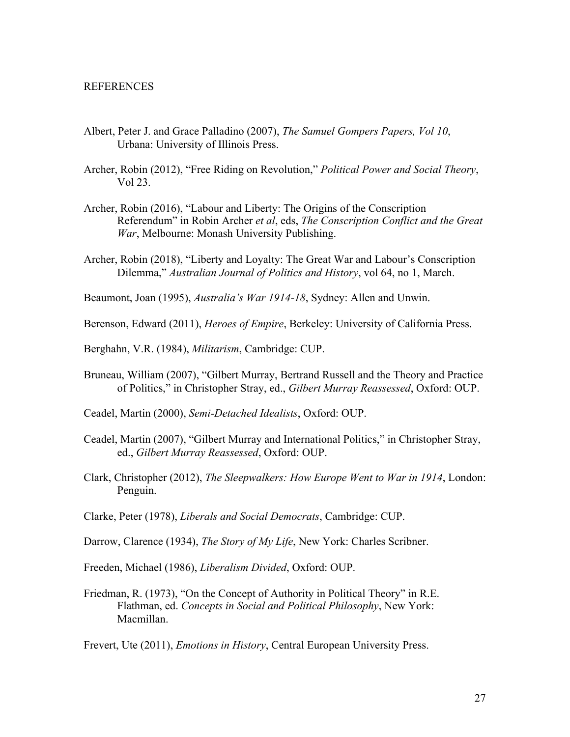REFERENCES

Albert, Peter J. and Grace Palladino (2007), *The Samuel Gompers Papers, Vol 10*, Urbana: University of Illinois Press.

Archer, Robin (2012), "Free Riding on Revolution," *Political Power and Social Theory*, Vol 23.

Archer, Robin (2016), "Labour and Liberty: The Origins of the Conscription Referendum" in Robin Archer *et al*, eds, *The Conscription Conflict and the Great War*, Melbourne: Monash University Publishing.

Archer, Robin (2018), "Liberty and Loyalty: The Great War and Labour's Conscription Dilemma," *Australian Journal of Politics and History*, vol 64, no 1, March.

Beaumont, Joan (1995), *Australia's War 1914-18*, Sydney: Allen and Unwin.

Berenson, Edward (2011), *Heroes of Empire*, Berkeley: University of California Press.

Berghahn, V.R. (1984), *Militarism*, Cambridge: CUP.

Bruneau, William (2007), "Gilbert Murray, Bertrand Russell and the Theory and Practice of Politics," in Christopher Stray, ed., *Gilbert Murray Reassessed*, Oxford: OUP.

Ceadel, Martin (2000), *Semi-Detached Idealists*, Oxford: OUP.

Ceadel, Martin (2007), "Gilbert Murray and International Politics," in Christopher Stray, ed., *Gilbert Murray Reassessed*, Oxford: OUP.

Clark, Christopher (2012), *The Sleepwalkers: How Europe Went to War in 1914*, London: Penguin.

Clarke, Peter (1978), *Liberals and Social Democrats*, Cambridge: CUP.

Darrow, Clarence (1934), *The Story of My Life*, New York: Charles Scribner.

Freeden, Michael (1986), *Liberalism Divided*, Oxford: OUP.

Friedman, R. (1973), "On the Concept of Authority in Political Theory" in R.E. Flathman, ed. *Concepts in Social and Political Philosophy*, New York: Macmillan.

Frevert, Ute (2011), *Emotions in History*, Central European University Press.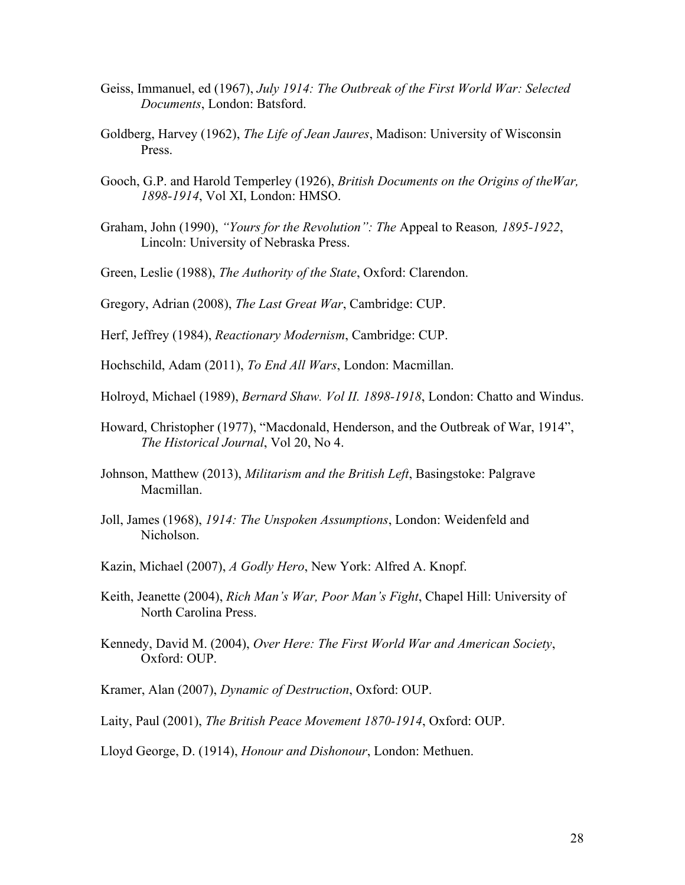Geiss, Immanuel, ed (1967), *July 1914: The Outbreak of the First World War: Selected Documents*, London: Batsford.

Goldberg, Harvey (1962), *The Life of Jean Jaures*, Madison: University of Wisconsin Press.

Gooch, G.P. and Harold Temperley (1926), *British Documents on the Origins of theWar, 1898-1914*, Vol XI, London: HMSO.

Graham, John (1990), *"Yours for the Revolution": The* Appeal to Reason*, 1895-1922*, Lincoln: University of Nebraska Press.

Green, Leslie (1988), *The Authority of the State*, Oxford: Clarendon.

Gregory, Adrian (2008), *The Last Great War*, Cambridge: CUP.

Herf, Jeffrey (1984), *Reactionary Modernism*, Cambridge: CUP.

Hochschild, Adam (2011), *To End All Wars*, London: Macmillan.

Holroyd, Michael (1989), *Bernard Shaw. Vol II. 1898-1918*, London: Chatto and Windus.

Howard, Christopher (1977), "Macdonald, Henderson, and the Outbreak of War, 1914", *The Historical Journal*, Vol 20, No 4.

Johnson, Matthew (2013), *Militarism and the British Left*, Basingstoke: Palgrave Macmillan.

Joll, James (1968), *1914: The Unspoken Assumptions*, London: Weidenfeld and Nicholson.

Kazin, Michael (2007), *A Godly Hero*, New York: Alfred A. Knopf.

Keith, Jeanette (2004), *Rich Man's War, Poor Man's Fight*, Chapel Hill: University of North Carolina Press.

Kennedy, David M. (2004), *Over Here: The First World War and American Society*, Oxford: OUP.

Kramer, Alan (2007), *Dynamic of Destruction*, Oxford: OUP.

Laity, Paul (2001), *The British Peace Movement 1870-1914*, Oxford: OUP.

Lloyd George, D. (1914), *Honour and Dishonour*, London: Methuen.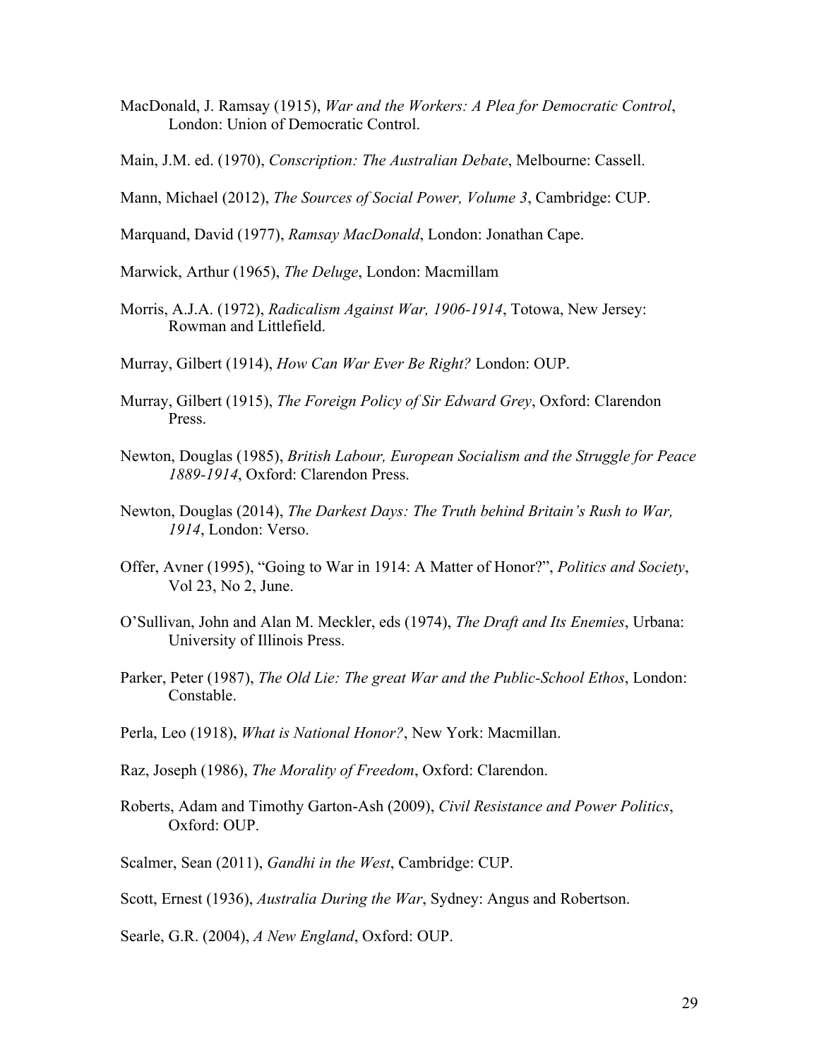MacDonald, J. Ramsay (1915), *War and the Workers: A Plea for Democratic Control*, London: Union of Democratic Control.

Main, J.M. ed. (1970), *Conscription: The Australian Debate*, Melbourne: Cassell.

Mann, Michael (2012), *The Sources of Social Power, Volume 3*, Cambridge: CUP.

Marquand, David (1977), *Ramsay MacDonald*, London: Jonathan Cape.

Marwick, Arthur (1965), *The Deluge*, London: Macmillam

Morris, A.J.A. (1972), *Radicalism Against War, 1906-1914*, Totowa, New Jersey: Rowman and Littlefield.

Murray, Gilbert (1914), *How Can War Ever Be Right?* London: OUP.

Murray, Gilbert (1915), *The Foreign Policy of Sir Edward Grey*, Oxford: Clarendon Press.

Newton, Douglas (1985), *British Labour, European Socialism and the Struggle for Peace 1889-1914*, Oxford: Clarendon Press.

Newton, Douglas (2014), *The Darkest Days: The Truth behind Britain's Rush to War, 1914*, London: Verso.

Offer, Avner (1995), "Going to War in 1914: A Matter of Honor?", *Politics and Society*, Vol 23, No 2, June.

O'Sullivan, John and Alan M. Meckler, eds (1974), *The Draft and Its Enemies*, Urbana: University of Illinois Press.

Parker, Peter (1987), *The Old Lie: The great War and the Public-School Ethos*, London: Constable.

Perla, Leo (1918), *What is National Honor?*, New York: Macmillan.

Raz, Joseph (1986), *The Morality of Freedom*, Oxford: Clarendon.

Roberts, Adam and Timothy Garton-Ash (2009), *Civil Resistance and Power Politics*, Oxford: OUP.

Scalmer, Sean (2011), *Gandhi in the West*, Cambridge: CUP.

Scott, Ernest (1936), *Australia During the War*, Sydney: Angus and Robertson.

Searle, G.R. (2004), *A New England*, Oxford: OUP.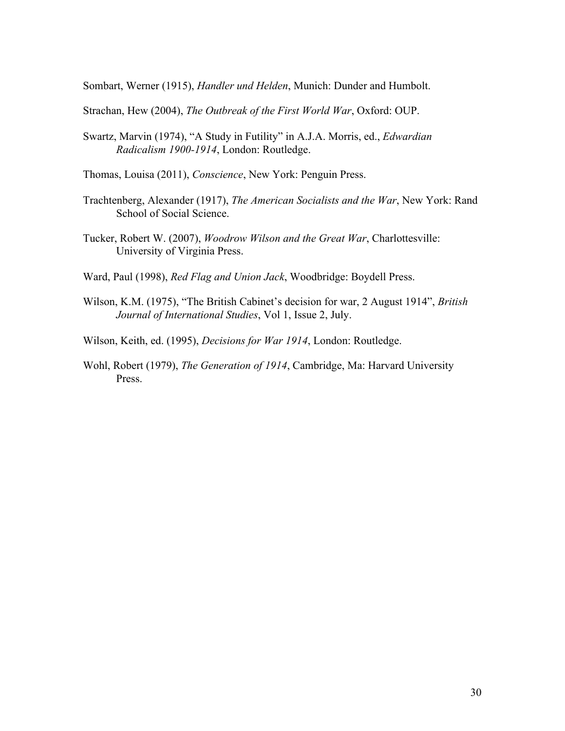Sombart, Werner (1915), *Handler und Helden*, Munich: Dunder and Humbolt.

Strachan, Hew (2004), *The Outbreak of the First World War*, Oxford: OUP.

Swartz, Marvin (1974), "A Study in Futility" in A.J.A. Morris, ed., *Edwardian Radicalism 1900-1914*, London: Routledge.

Thomas, Louisa (2011), *Conscience*, New York: Penguin Press.

Trachtenberg, Alexander (1917), *The American Socialists and the War*, New York: Rand School of Social Science.

Tucker, Robert W. (2007), *Woodrow Wilson and the Great War*, Charlottesville: University of Virginia Press.

Ward, Paul (1998), *Red Flag and Union Jack*, Woodbridge: Boydell Press.

Wilson, K.M. (1975), "The British Cabinet's decision for war, 2 August 1914", *British Journal of International Studies*, Vol 1, Issue 2, July.

Wilson, Keith, ed. (1995), *Decisions for War 1914*, London: Routledge.

Wohl, Robert (1979), *The Generation of 1914*, Cambridge, Ma: Harvard University Press.